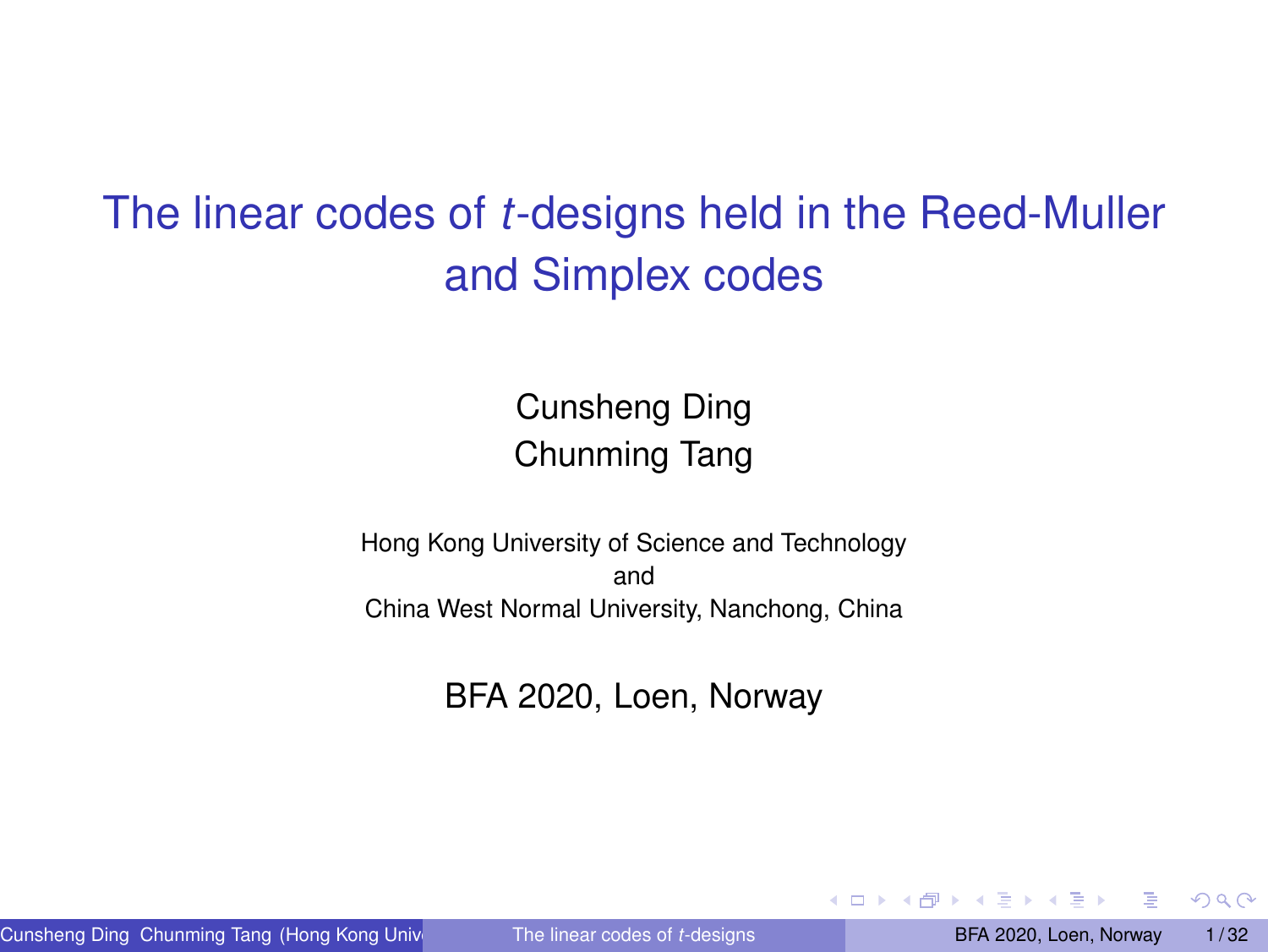# The linear codes of $t$-designs held in the Reed-Muller and Simplex codes

Cunsheng Ding
Chunming Tang

Hong Kong University of Science and Technology
and
China West Normal University, Nanchong, China

BFA 2020, Loen, Norway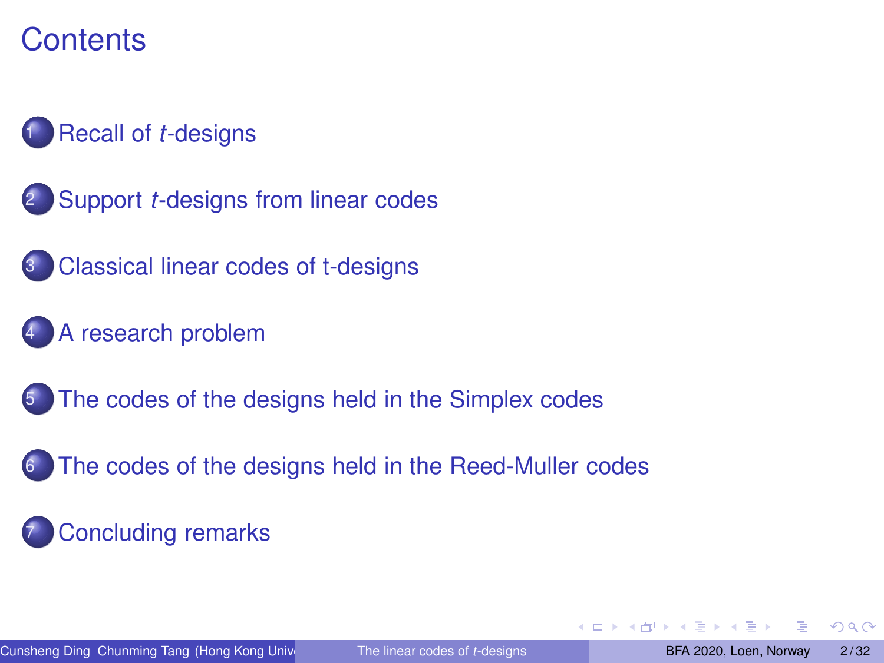# Contents

1. Recall of $t$-designs
2. Support $t$-designs from linear codes
3. Classical linear codes of t-designs
4. A research problem
5. The codes of the designs held in the Simplex codes
6. The codes of the designs held in the Reed-Muller codes
7. Concluding remarks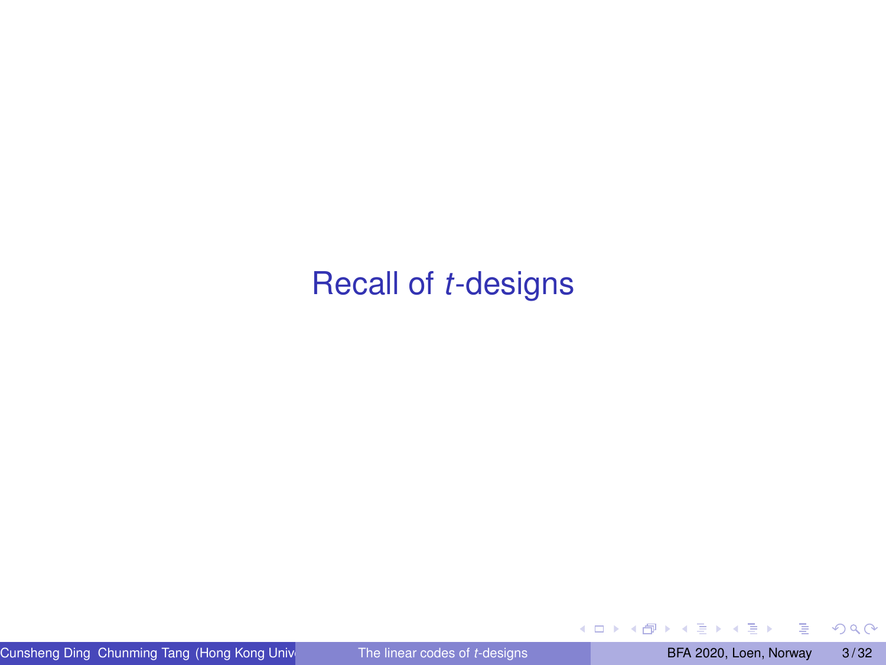# Recall of $t$-designs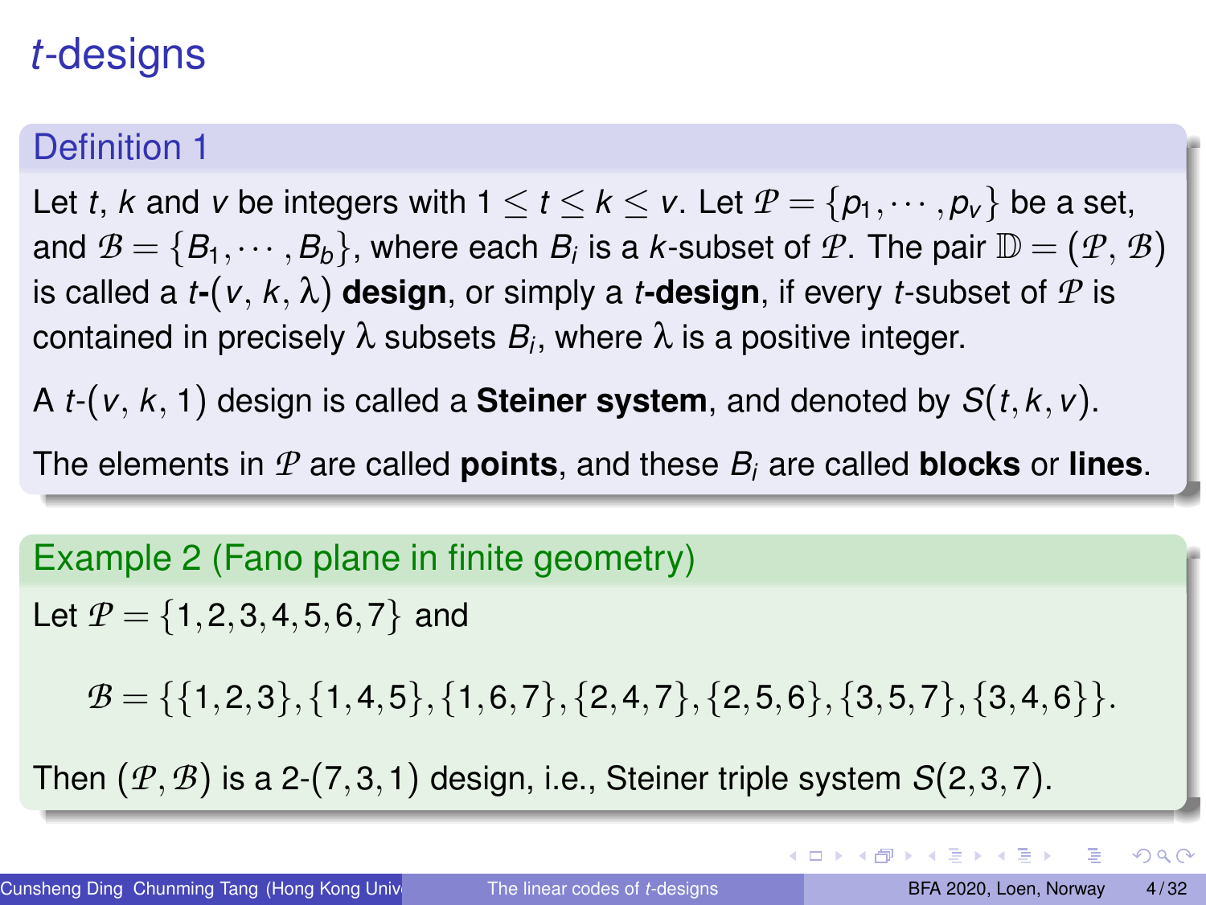# $t$-designs

## Definition 1

Let $t$, $k$ and $v$ be integers with $1 \leq t \leq k \leq v$. Let $\mathcal{P} = \{p_1, \cdots, p_v\}$ be a set, and $\mathcal{B} = \{B_1, \cdots, B_b\}$, where each $B_i$ is a $k$-subset of $\mathcal{P}$. The pair $\mathbb{D} = (\mathcal{P}, \mathcal{B})$ is called a **$t$-$(v, k, \lambda)$ design**, or simply a **$t$-design**, if every $t$-subset of $\mathcal{P}$ is contained in precisely $\lambda$ subsets $B_i$, where $\lambda$ is a positive integer.

A $t$-$(v, k, 1)$ design is called a **Steiner system**, and denoted by $S(t, k, v)$.

The elements in $\mathcal{P}$ are called **points**, and these $B_i$ are called **blocks** or **lines**.

## Example 2 (Fano plane in finite geometry)

Let $\mathcal{P} = \{1, 2, 3, 4, 5, 6, 7\}$ and

$$\mathcal{B} = \{\{1,2,3\}, \{1,4,5\}, \{1,6,7\}, \{2,4,7\}, \{2,5,6\}, \{3,5,7\}, \{3,4,6\}\}.$$

Then $(\mathcal{P}, \mathcal{B})$ is a 2-$(7, 3, 1)$ design, i.e., Steiner triple system $S(2, 3, 7)$.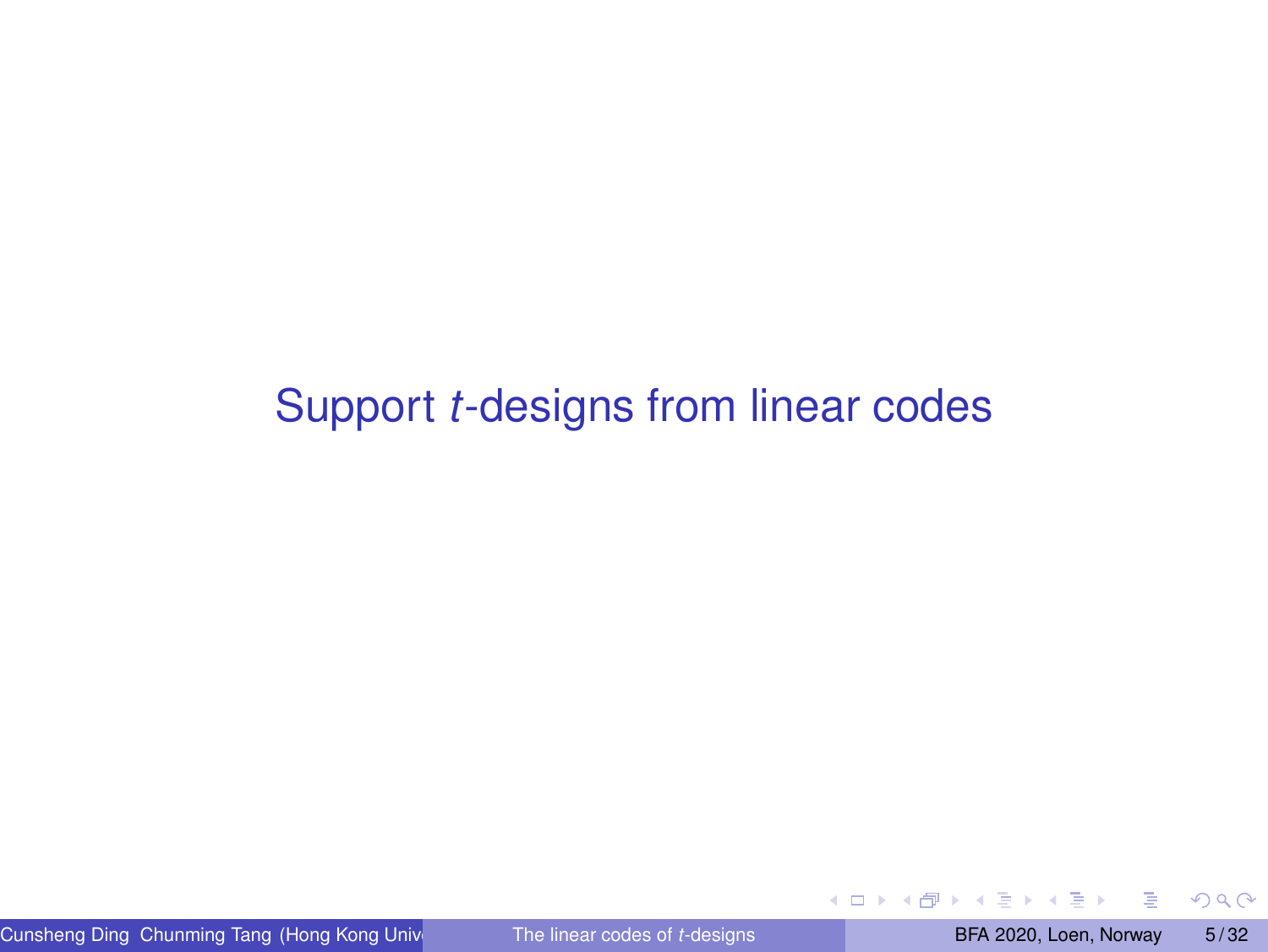# Support $t$-designs from linear codes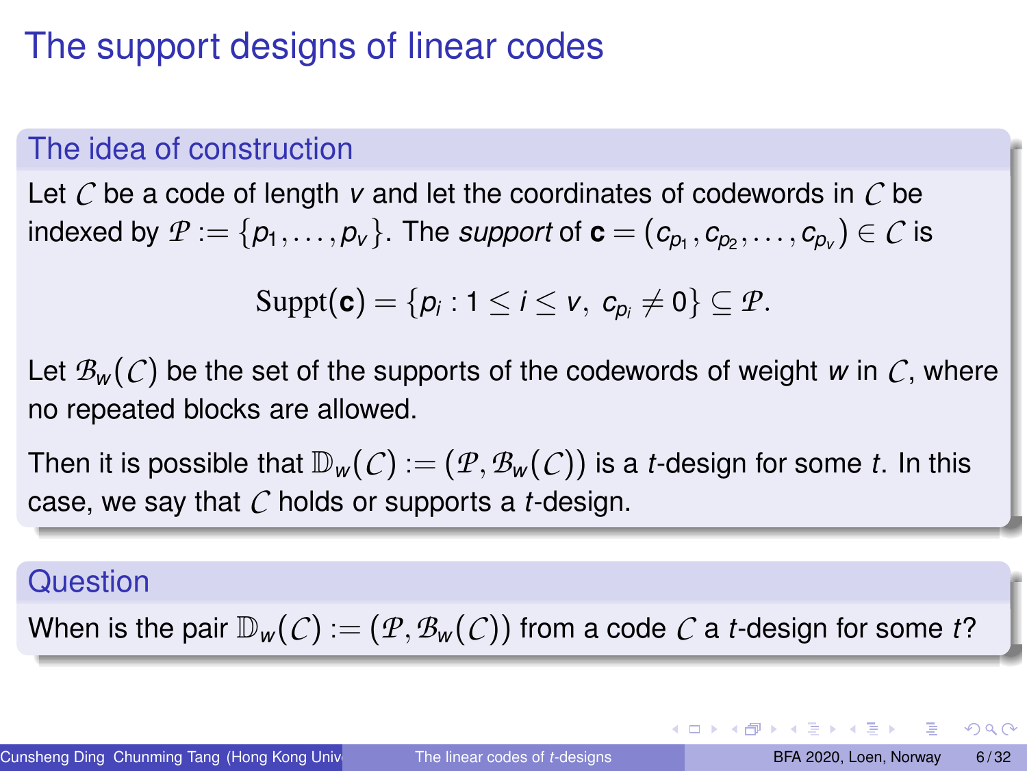# The support designs of linear codes

## The idea of construction

Let $\mathcal{C}$ be a code of length $v$ and let the coordinates of codewords in $\mathcal{C}$ be indexed by $\mathcal{P} := \{p_1, \ldots, p_v\}$. The *support* of $\mathbf{c} = (c_{p_1}, c_{p_2}, \ldots, c_{p_v}) \in \mathcal{C}$ is

$$\mathrm{Suppt}(\mathbf{c}) = \{p_i : 1 \leq i \leq v,\ c_{p_i} \neq 0\} \subseteq \mathcal{P}.$$

Let $\mathcal{B}_w(\mathcal{C})$ be the set of the supports of the codewords of weight $w$ in $\mathcal{C}$, where no repeated blocks are allowed.

Then it is possible that $\mathbb{D}_w(\mathcal{C}) := (\mathcal{P}, \mathcal{B}_w(\mathcal{C}))$ is a $t$-design for some $t$. In this case, we say that $\mathcal{C}$ holds or supports a $t$-design.

## Question

When is the pair $\mathbb{D}_w(\mathcal{C}) := (\mathcal{P}, \mathcal{B}_w(\mathcal{C}))$ from a code $\mathcal{C}$ a $t$-design for some $t$?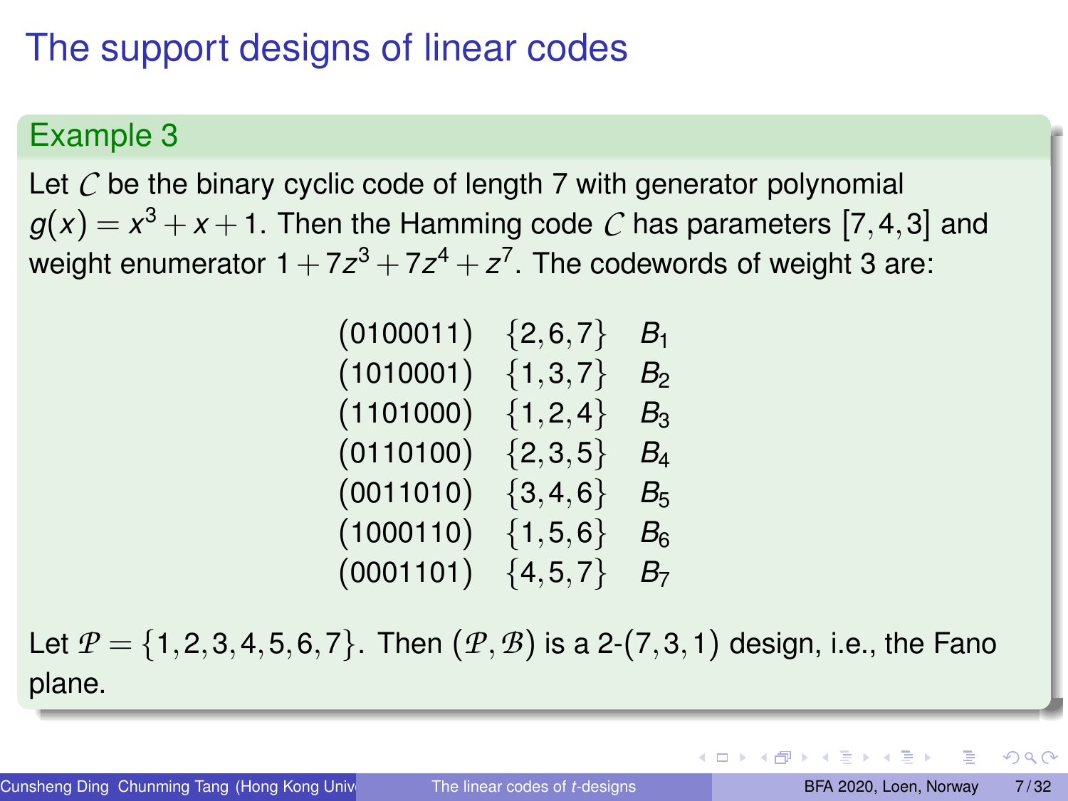# The support designs of linear codes

**Example 3**

Let $\mathcal{C}$ be the binary cyclic code of length 7 with generator polynomial $g(x) = x^3 + x + 1$. Then the Hamming code $\mathcal{C}$ has parameters $[7,4,3]$ and weight enumerator $1 + 7z^3 + 7z^4 + z^7$. The codewords of weight 3 are:

| | | |
|---|---|---|
| (0100011) | $\{2,6,7\}$ | $B_1$ |
| (1010001) | $\{1,3,7\}$ | $B_2$ |
| (1101000) | $\{1,2,4\}$ | $B_3$ |
| (0110100) | $\{2,3,5\}$ | $B_4$ |
| (0011010) | $\{3,4,6\}$ | $B_5$ |
| (1000110) | $\{1,5,6\}$ | $B_6$ |
| (0001101) | $\{4,5,7\}$ | $B_7$ |

Let $\mathcal{P} = \{1,2,3,4,5,6,7\}$. Then $(\mathcal{P}, \mathcal{B})$ is a 2-$(7,3,1)$ design, i.e., the Fano plane.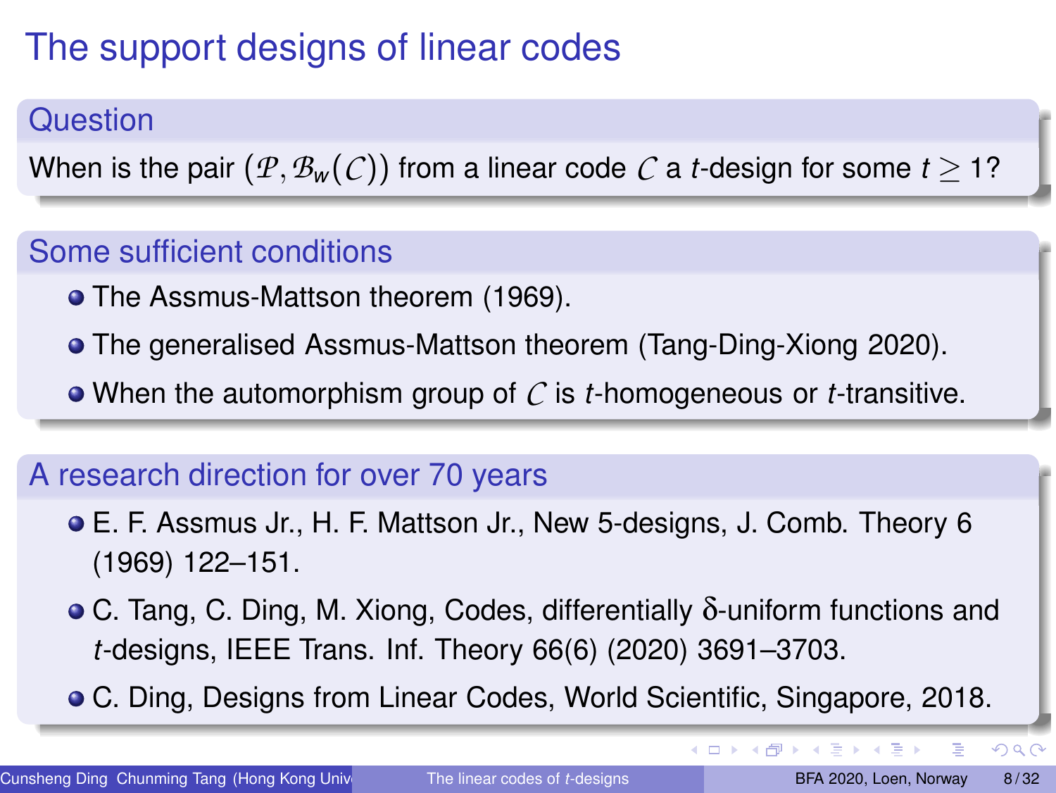# The support designs of linear codes

### Question

When is the pair $(\mathcal{P}, \mathcal{B}_w(\mathcal{C}))$ from a linear code $\mathcal{C}$ a $t$-design for some $t \geq 1$?

### Some sufficient conditions

- The Assmus-Mattson theorem (1969).
- The generalised Assmus-Mattson theorem (Tang-Ding-Xiong 2020).
- When the automorphism group of $\mathcal{C}$ is $t$-homogeneous or $t$-transitive.

### A research direction for over 70 years

- E. F. Assmus Jr., H. F. Mattson Jr., New 5-designs, J. Comb. Theory 6 (1969) 122–151.
- C. Tang, C. Ding, M. Xiong, Codes, differentially $\delta$-uniform functions and $t$-designs, IEEE Trans. Inf. Theory 66(6) (2020) 3691–3703.
- C. Ding, Designs from Linear Codes, World Scientific, Singapore, 2018.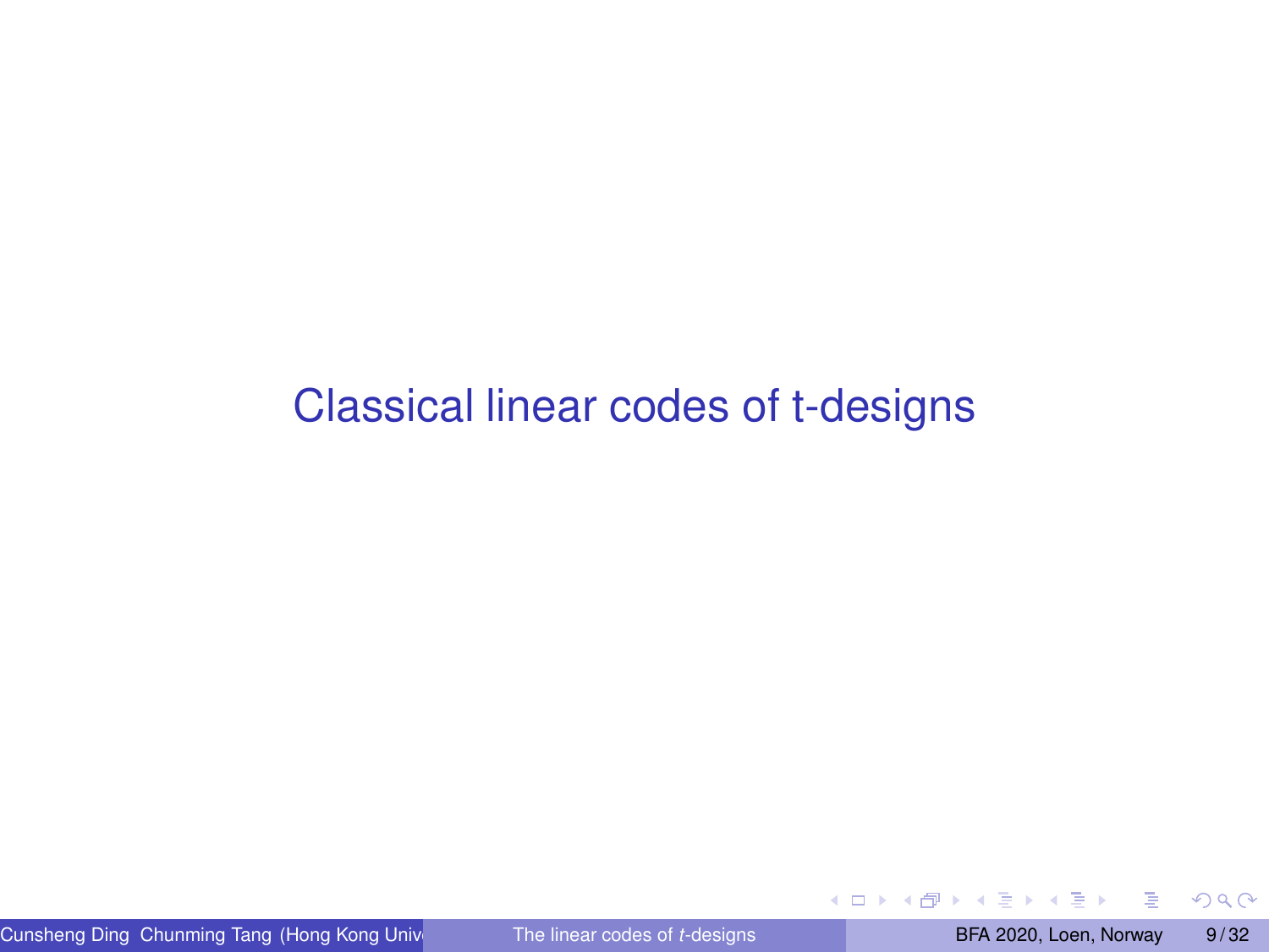# Classical linear codes of t-designs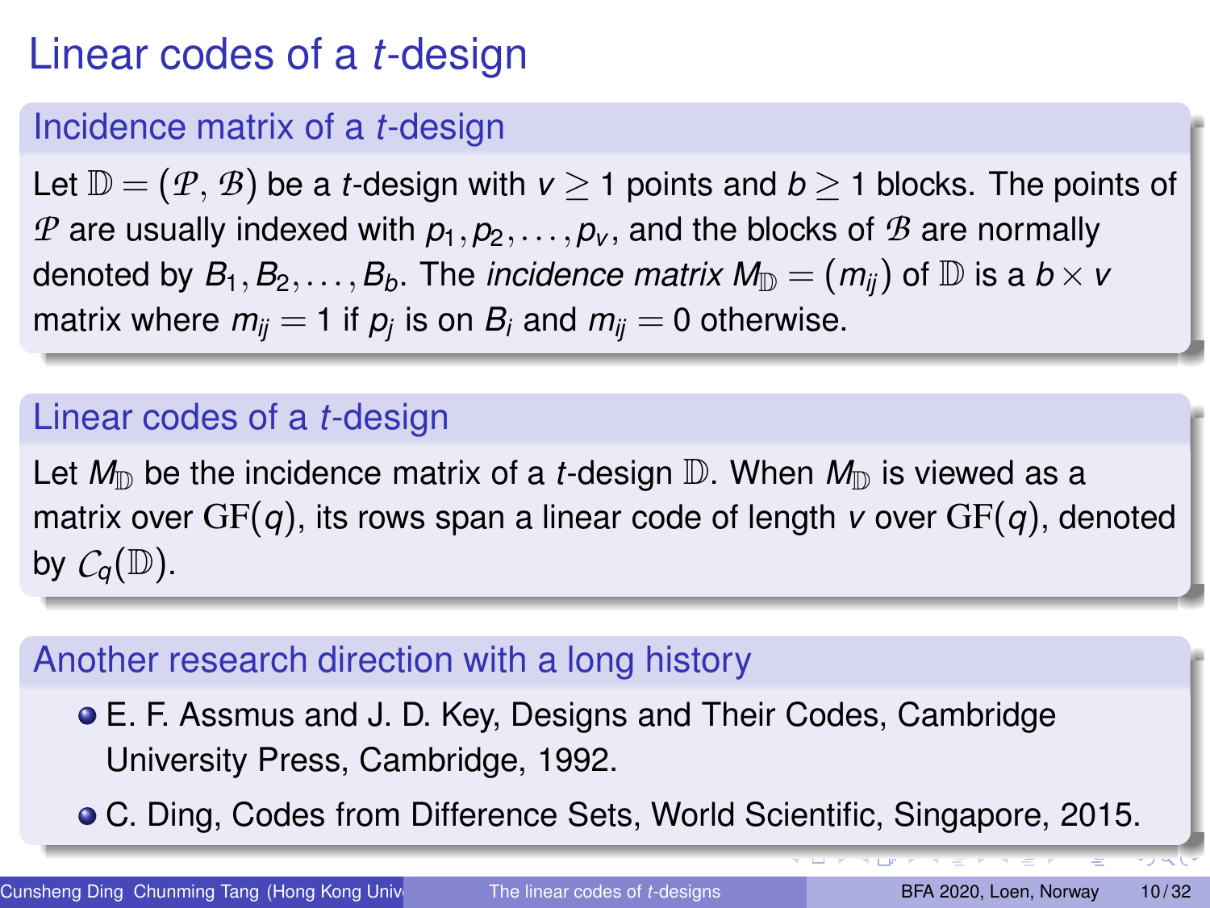# Linear codes of a $t$-design

## Incidence matrix of a $t$-design

Let $\mathbb{D} = (\mathcal{P}, \mathcal{B})$ be a $t$-design with $v \geq 1$ points and $b \geq 1$ blocks. The points of $\mathcal{P}$ are usually indexed with $p_1, p_2, \ldots, p_v$, and the blocks of $\mathcal{B}$ are normally denoted by $B_1, B_2, \ldots, B_b$. The *incidence matrix* $M_{\mathbb{D}} = (m_{ij})$ of $\mathbb{D}$ is a $b \times v$ matrix where $m_{ij} = 1$ if $p_j$ is on $B_i$ and $m_{ij} = 0$ otherwise.

## Linear codes of a $t$-design

Let $M_{\mathbb{D}}$ be the incidence matrix of a $t$-design $\mathbb{D}$. When $M_{\mathbb{D}}$ is viewed as a matrix over $\mathrm{GF}(q)$, its rows span a linear code of length $v$ over $\mathrm{GF}(q)$, denoted by $\mathcal{C}_q(\mathbb{D})$.

## Another research direction with a long history

- E. F. Assmus and J. D. Key, Designs and Their Codes, Cambridge University Press, Cambridge, 1992.
- C. Ding, Codes from Difference Sets, World Scientific, Singapore, 2015.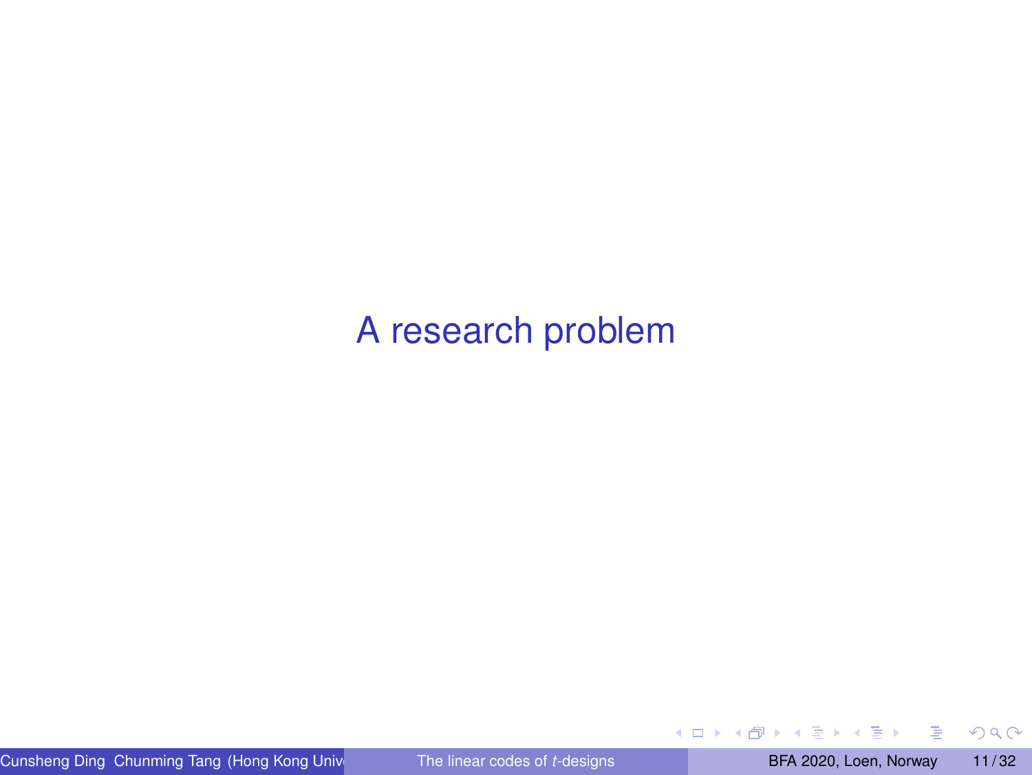# A research problem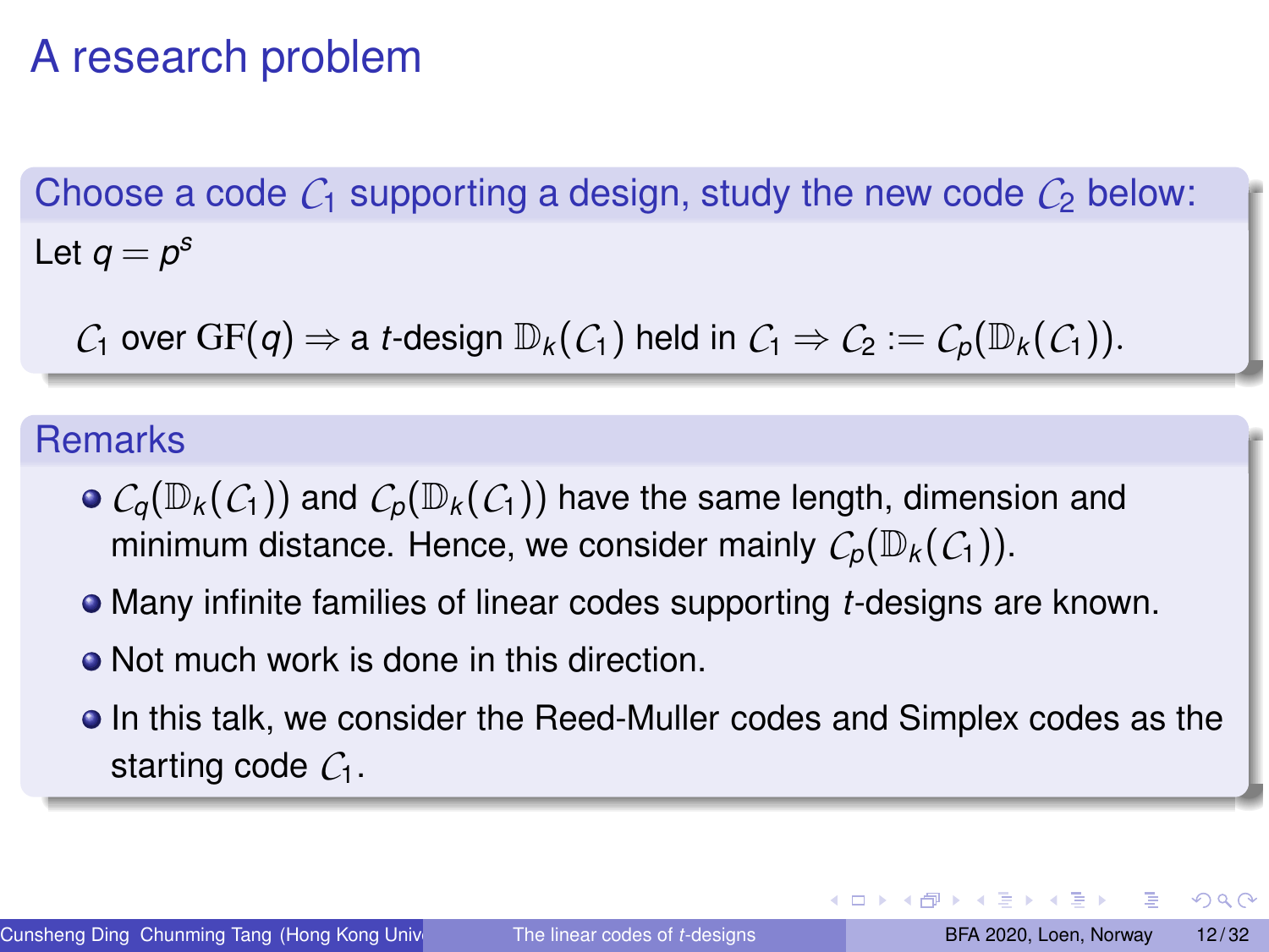# A research problem

## Choose a code $\mathcal{C}_1$ supporting a design, study the new code $\mathcal{C}_2$ below:

Let $q = p^s$

$\mathcal{C}_1$ over $\mathrm{GF}(q) \Rightarrow$ a $t$-design $\mathbb{D}_k(\mathcal{C}_1)$ held in $\mathcal{C}_1 \Rightarrow \mathcal{C}_2 := \mathcal{C}_p(\mathbb{D}_k(\mathcal{C}_1))$.

## Remarks

- $\mathcal{C}_q(\mathbb{D}_k(\mathcal{C}_1))$ and $\mathcal{C}_p(\mathbb{D}_k(\mathcal{C}_1))$ have the same length, dimension and minimum distance. Hence, we consider mainly $\mathcal{C}_p(\mathbb{D}_k(\mathcal{C}_1))$.
- Many infinite families of linear codes supporting $t$-designs are known.
- Not much work is done in this direction.
- In this talk, we consider the Reed-Muller codes and Simplex codes as the starting code $\mathcal{C}_1$.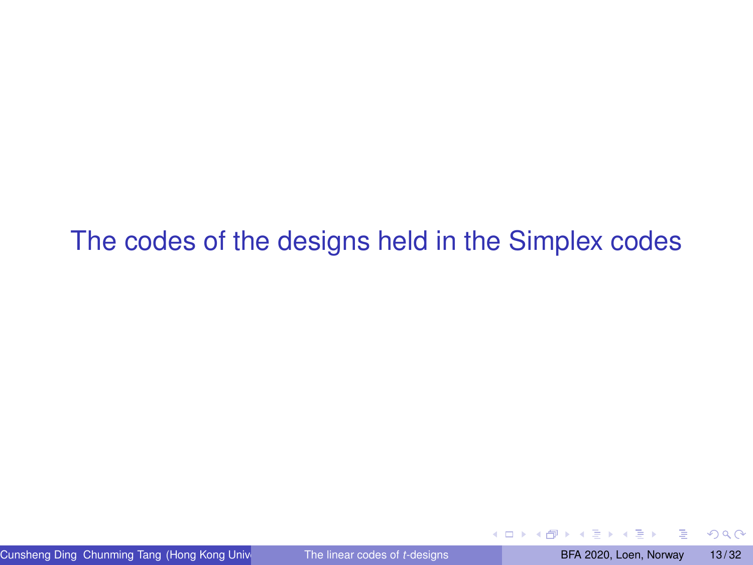# The codes of the designs held in the Simplex codes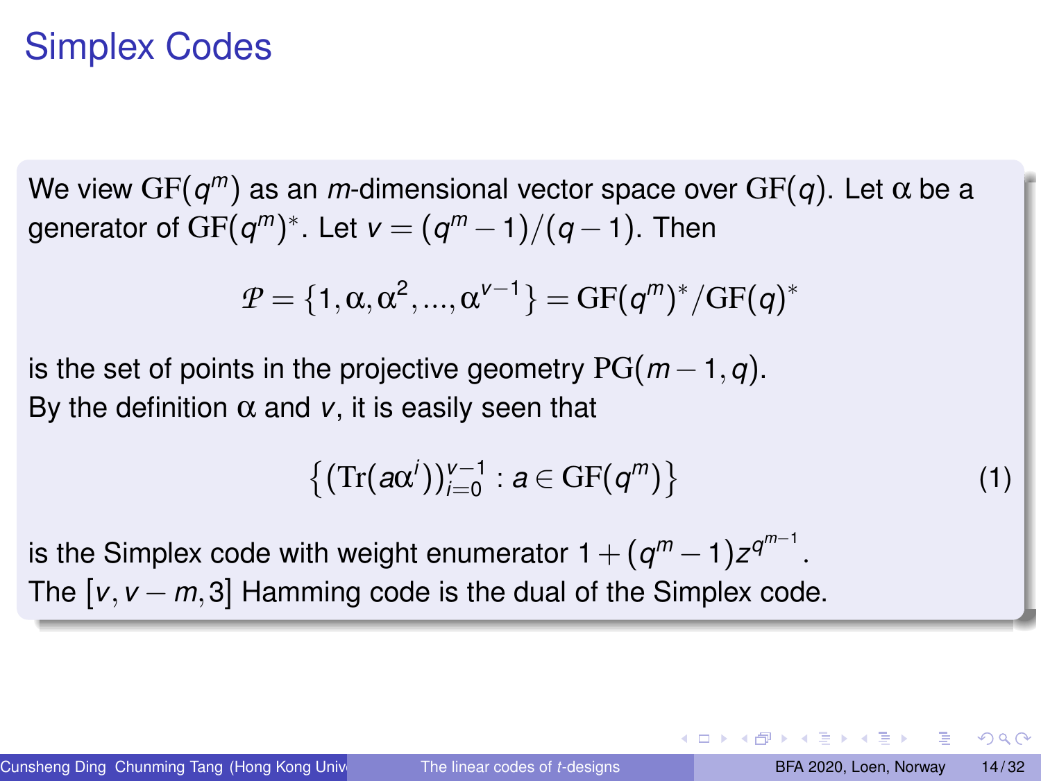# Simplex Codes

We view $\mathrm{GF}(q^m)$ as an $m$-dimensional vector space over $\mathrm{GF}(q)$. Let $\alpha$ be a generator of $\mathrm{GF}(q^m)^*$. Let $v = (q^m - 1)/(q-1)$. Then

$$\mathcal{P} = \{1, \alpha, \alpha^2, ..., \alpha^{v-1}\} = \mathrm{GF}(q^m)^*/\mathrm{GF}(q)^*$$

is the set of points in the projective geometry $\mathrm{PG}(m-1, q)$.
By the definition $\alpha$ and $v$, it is easily seen that

$$\left\{(\mathrm{Tr}(a\alpha^i))_{i=0}^{v-1} : a \in \mathrm{GF}(q^m)\right\} \tag{1}$$

is the Simplex code with weight enumerator $1 + (q^m - 1)z^{q^{m-1}}$.
The $[v, v-m, 3]$ Hamming code is the dual of the Simplex code.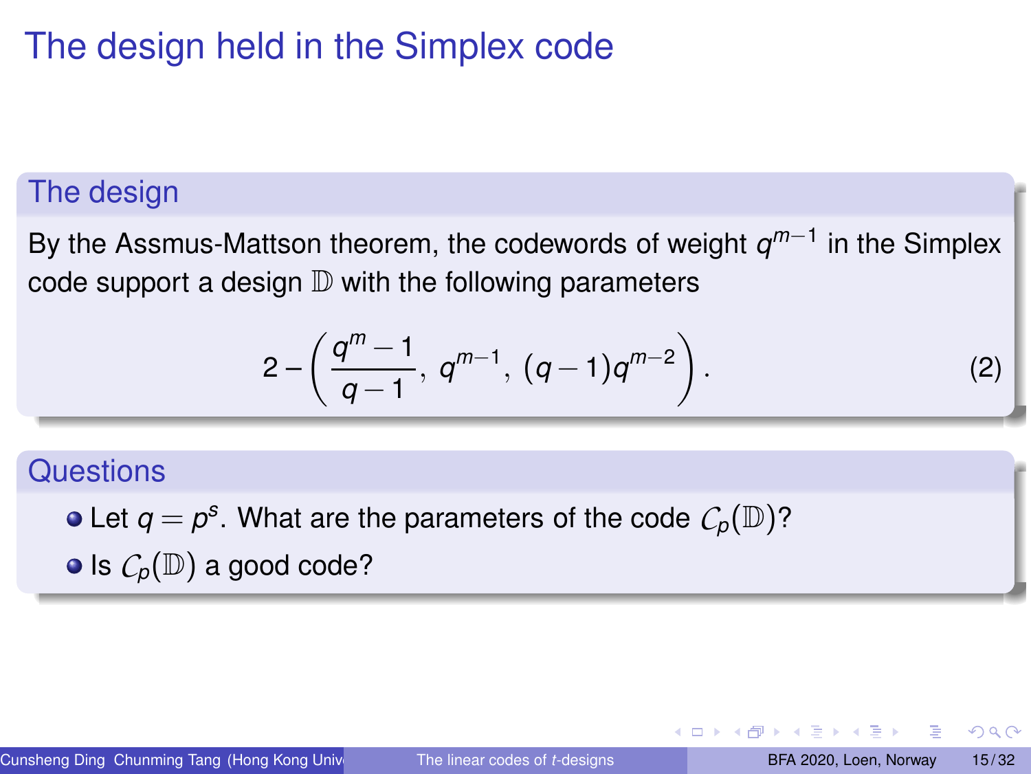# The design held in the Simplex code

## The design

By the Assmus-Mattson theorem, the codewords of weight $q^{m-1}$ in the Simplex code support a design $\mathbb{D}$ with the following parameters

$$2-\left(\frac{q^m-1}{q-1},\ q^{m-1},\ (q-1)q^{m-2}\right). \tag{2}$$

## Questions

- Let $q = p^s$. What are the parameters of the code $\mathcal{C}_p(\mathbb{D})$?
- Is $\mathcal{C}_p(\mathbb{D})$ a good code?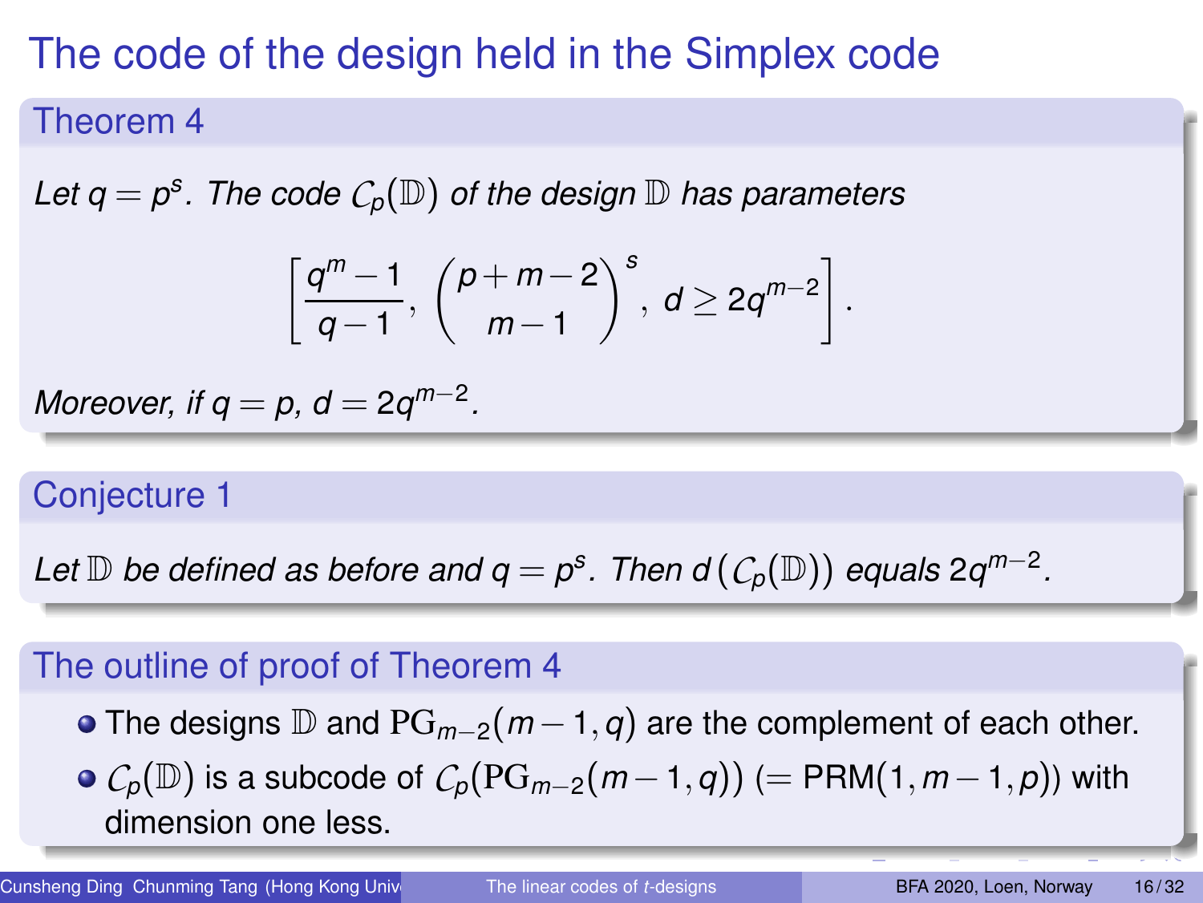# The code of the design held in the Simplex code

## Theorem 4

*Let $q = p^s$. The code $\mathcal{C}_p(\mathbb{D})$ of the design $\mathbb{D}$ has parameters*

$$\left[\frac{q^m - 1}{q - 1}, \binom{p+m-2}{m-1}^s, d \geq 2q^{m-2}\right].$$

*Moreover, if $q = p$, $d = 2q^{m-2}$.*

## Conjecture 1

*Let $\mathbb{D}$ be defined as before and $q = p^s$. Then $d\left(\mathcal{C}_p(\mathbb{D})\right)$ equals $2q^{m-2}$.*

## The outline of proof of Theorem 4

- The designs $\mathbb{D}$ and $\mathrm{PG}_{m-2}(m-1, q)$ are the complement of each other.
- $\mathcal{C}_p(\mathbb{D})$ is a subcode of $\mathcal{C}_p(\mathrm{PG}_{m-2}(m-1, q))$ ($=$ PRM$(1, m-1, p)$) with dimension one less.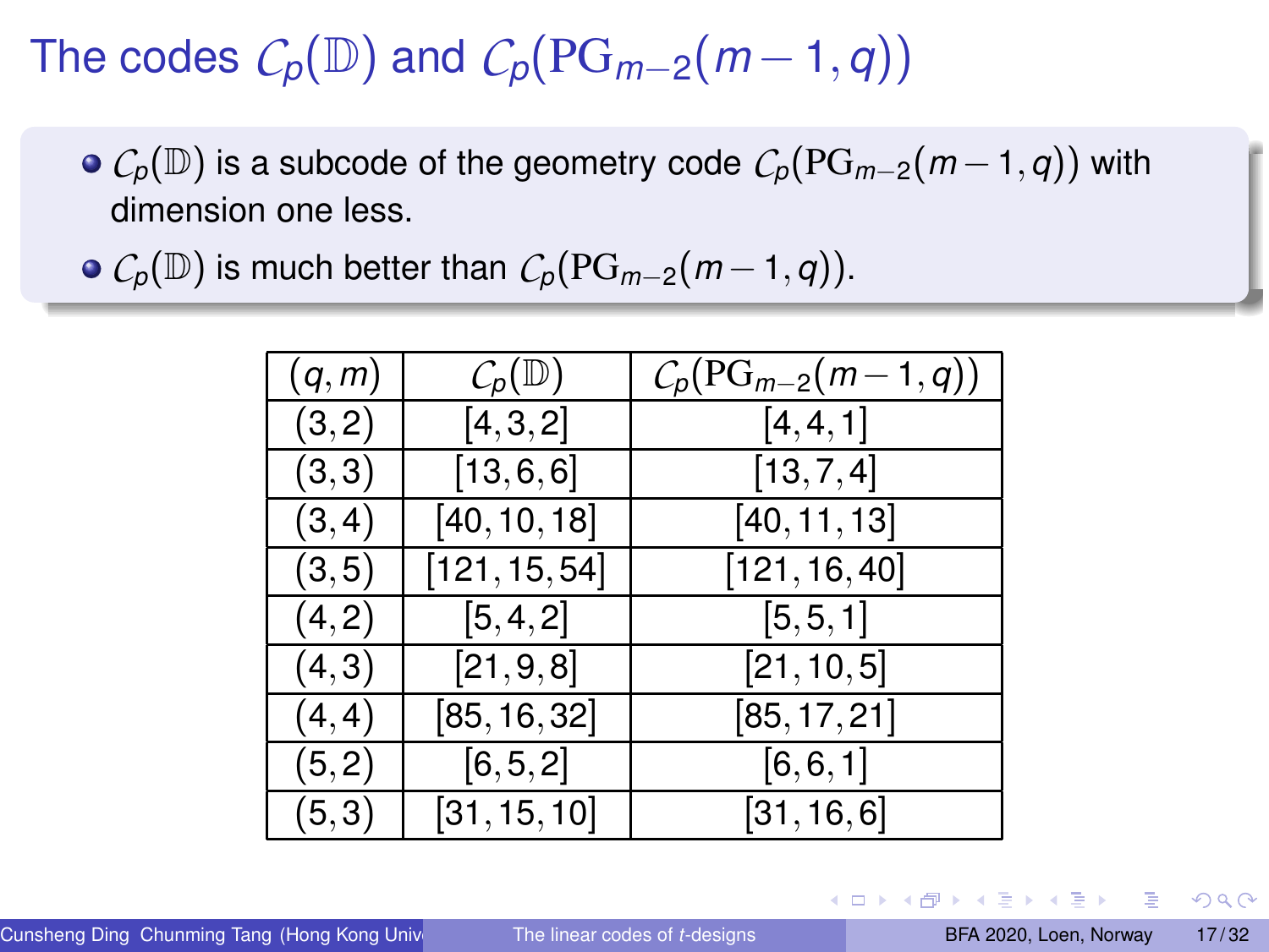# The codes $\mathcal{C}_p(\mathbb{D})$ and $\mathcal{C}_p(\mathrm{PG}_{m-2}(m-1,q))$

- $\mathcal{C}_p(\mathbb{D})$ is a subcode of the geometry code $\mathcal{C}_p(\mathrm{PG}_{m-2}(m-1,q))$ with dimension one less.
- $\mathcal{C}_p(\mathbb{D})$ is much better than $\mathcal{C}_p(\mathrm{PG}_{m-2}(m-1,q))$.

| $(q,m)$ | $\mathcal{C}_p(\mathbb{D})$ | $\mathcal{C}_p(\mathrm{PG}_{m-2}(m-1,q))$ |
|---|---|---|
| $(3,2)$ | $[4,3,2]$ | $[4,4,1]$ |
| $(3,3)$ | $[13,6,6]$ | $[13,7,4]$ |
| $(3,4)$ | $[40,10,18]$ | $[40,11,13]$ |
| $(3,5)$ | $[121,15,54]$ | $[121,16,40]$ |
| $(4,2)$ | $[5,4,2]$ | $[5,5,1]$ |
| $(4,3)$ | $[21,9,8]$ | $[21,10,5]$ |
| $(4,4)$ | $[85,16,32]$ | $[85,17,21]$ |
| $(5,2)$ | $[6,5,2]$ | $[6,6,1]$ |
| $(5,3)$ | $[31,15,10]$ | $[31,16,6]$ |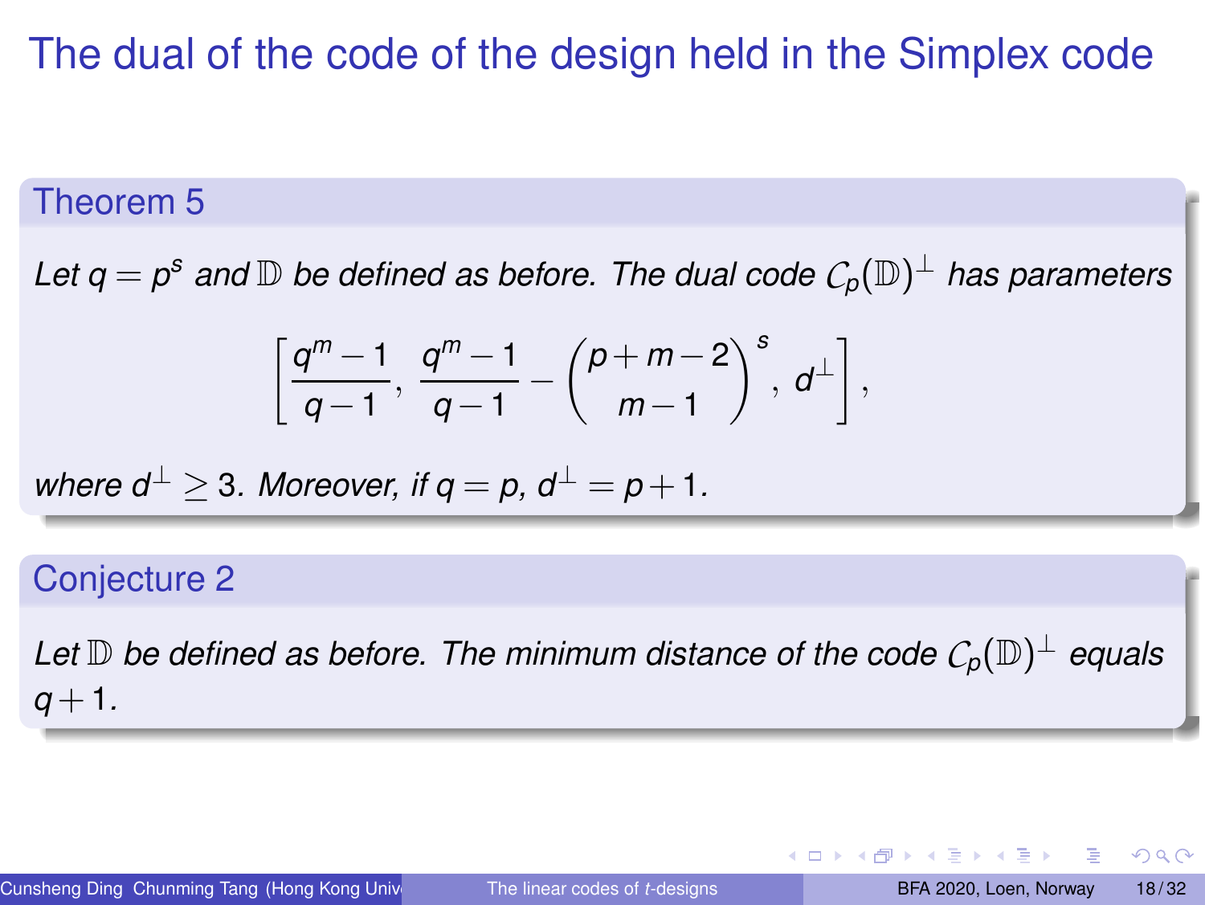# The dual of the code of the design held in the Simplex code

## Theorem 5

*Let $q = p^s$ and $\mathbb{D}$ be defined as before. The dual code $\mathcal{C}_p(\mathbb{D})^\perp$ has parameters*

$$\left[ \frac{q^m - 1}{q - 1}, \ \frac{q^m - 1}{q - 1} - \binom{p + m - 2}{m - 1}^s, \ d^\perp \right],$$

*where $d^\perp \geq 3$. Moreover, if $q = p$, $d^\perp = p + 1$.*

## Conjecture 2

*Let $\mathbb{D}$ be defined as before. The minimum distance of the code $\mathcal{C}_p(\mathbb{D})^\perp$ equals $q + 1$.*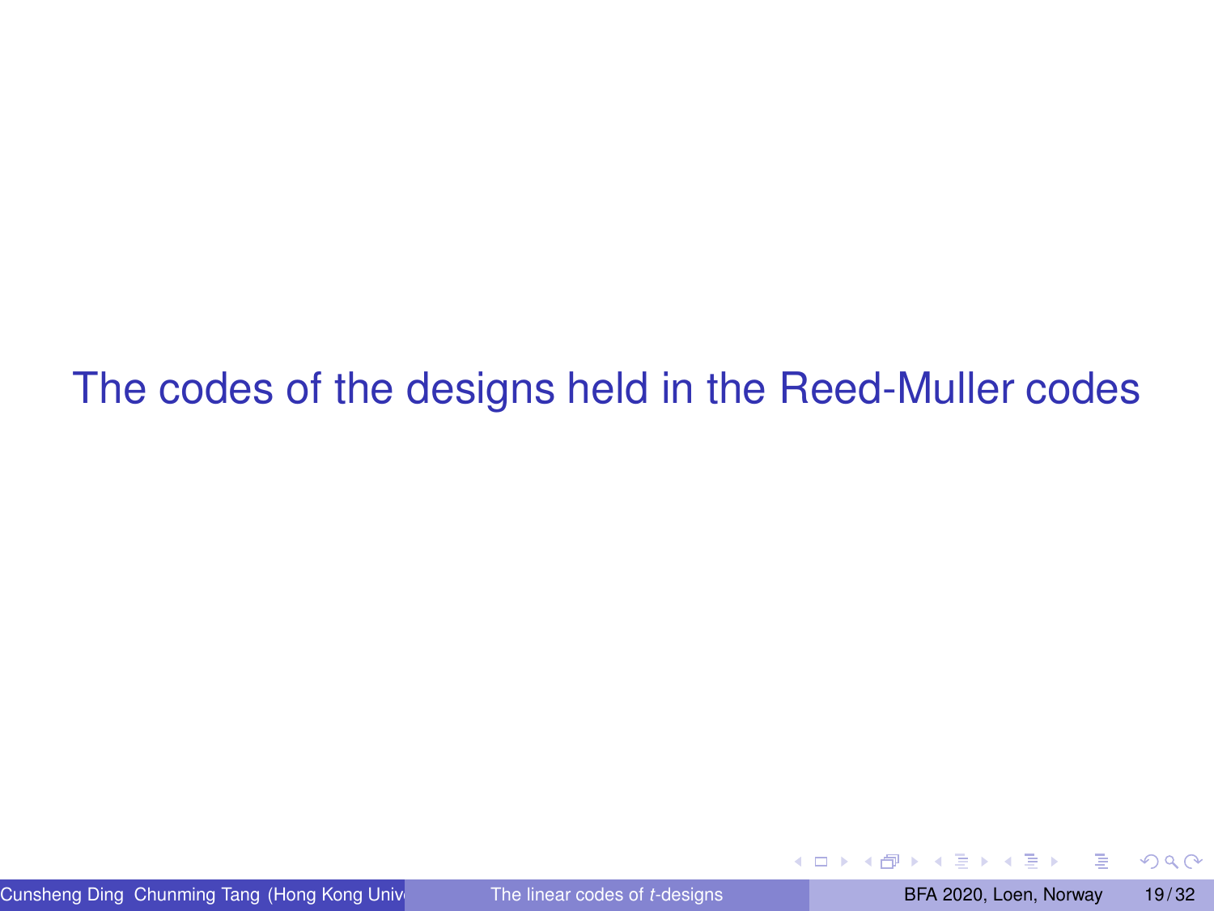# The codes of the designs held in the Reed-Muller codes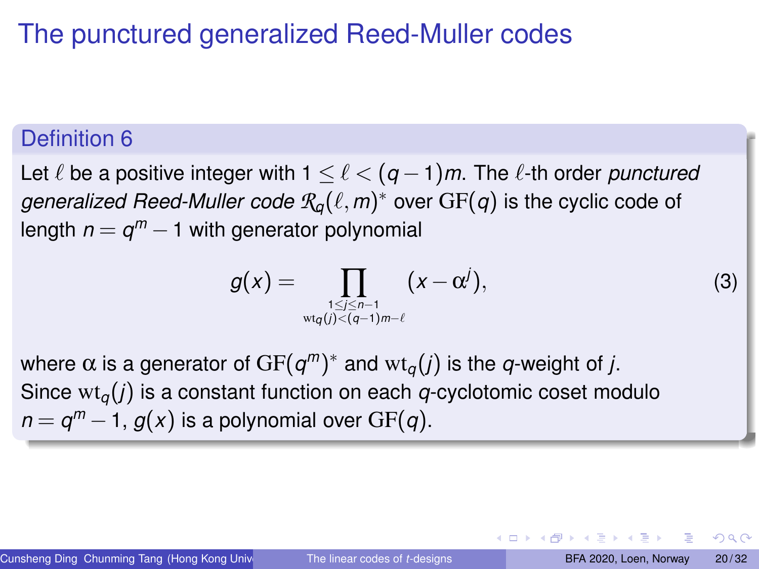# The punctured generalized Reed-Muller codes

**Definition 6**

Let $\ell$ be a positive integer with $1 \leq \ell < (q-1)m$. The $\ell$-th order *punctured generalized Reed-Muller code* $\mathcal{R}_q(\ell, m)^*$ over $\mathrm{GF}(q)$ is the cyclic code of length $n = q^m - 1$ with generator polynomial

$$g(x) = \prod_{\substack{1 \leq j \leq n-1 \\ \mathrm{wt}_q(j) < (q-1)m - \ell}} (x - \alpha^j), \tag{3}$$

where $\alpha$ is a generator of $\mathrm{GF}(q^m)^*$ and $\mathrm{wt}_q(j)$ is the $q$-weight of $j$. Since $\mathrm{wt}_q(j)$ is a constant function on each $q$-cyclotomic coset modulo $n = q^m - 1$, $g(x)$ is a polynomial over $\mathrm{GF}(q)$.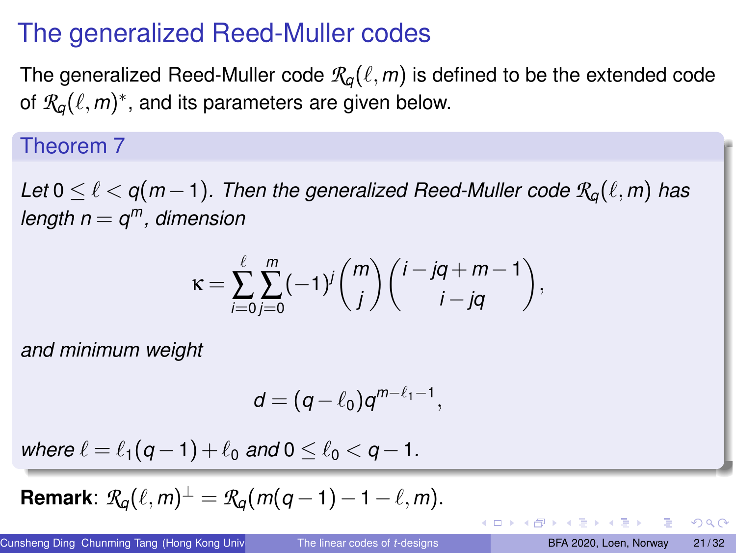# The generalized Reed-Muller codes

The generalized Reed-Muller code $\mathcal{R}_q(\ell, m)$ is defined to be the extended code of $\mathcal{R}_q(\ell, m)^*$, and its parameters are given below.

### Theorem 7

*Let $0 \leq \ell < q(m-1)$. Then the generalized Reed-Muller code $\mathcal{R}_q(\ell, m)$ has length $n = q^m$, dimension*

$$\kappa = \sum_{i=0}^{\ell} \sum_{j=0}^{m} (-1)^j \binom{m}{j} \binom{i - jq + m - 1}{i - jq},$$

*and minimum weight*

$$d = (q - \ell_0) q^{m - \ell_1 - 1},$$

*where $\ell = \ell_1(q-1) + \ell_0$ and $0 \leq \ell_0 < q - 1$.*

**Remark**: $\mathcal{R}_q(\ell, m)^{\perp} = \mathcal{R}_q(m(q-1) - 1 - \ell, m)$.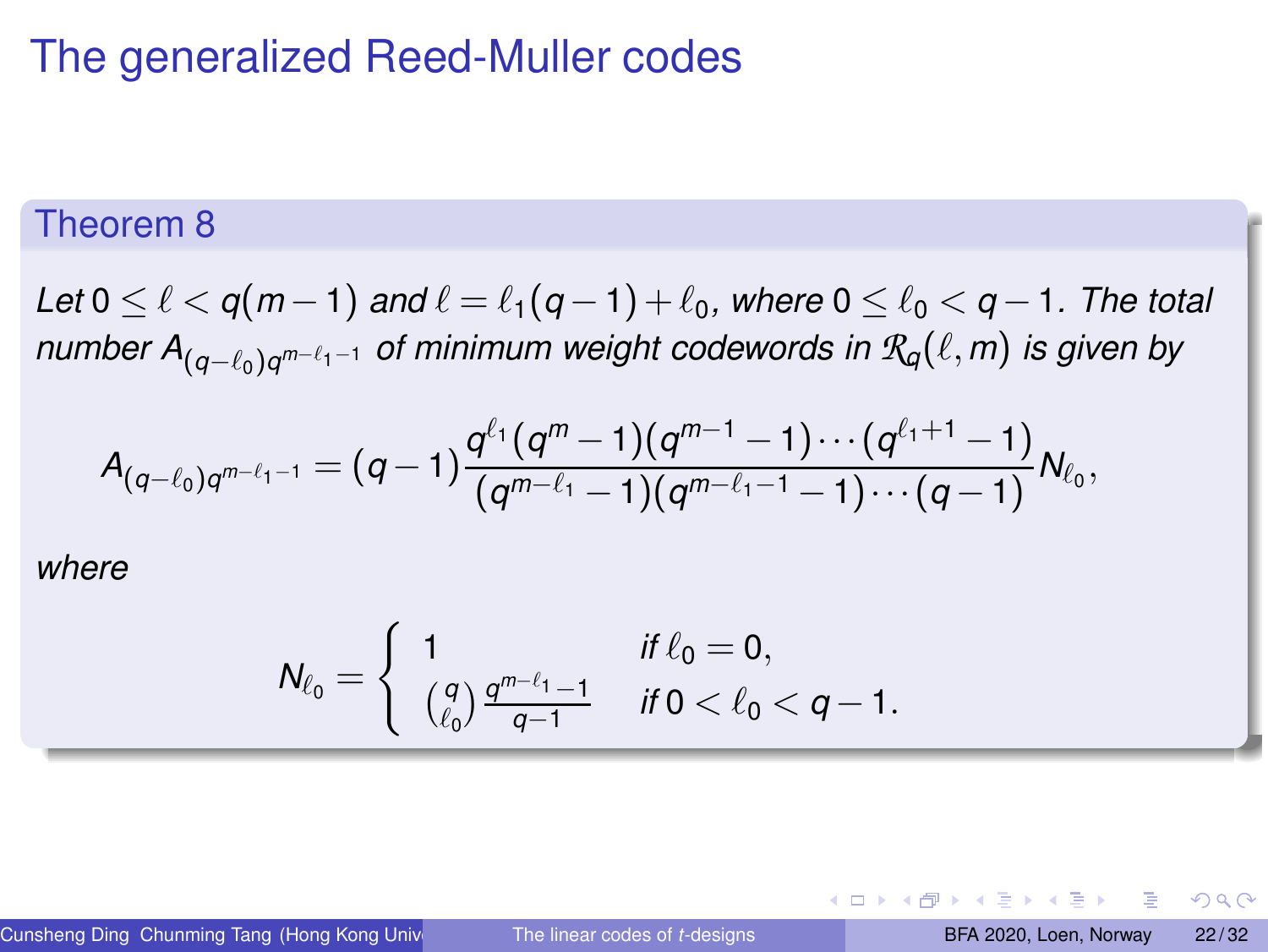# The generalized Reed-Muller codes

**Theorem 8**

*Let $0 \leq \ell < q(m-1)$ and $\ell = \ell_1(q-1) + \ell_0$, where $0 \leq \ell_0 < q-1$. The total number $A_{(q-\ell_0)q^{m-\ell_1-1}}$ of minimum weight codewords in $\mathcal{R}_q(\ell, m)$ is given by*

$$A_{(q-\ell_0)q^{m-\ell_1-1}} = (q-1)\frac{q^{\ell_1}(q^m-1)(q^{m-1}-1)\cdots(q^{\ell_1+1}-1)}{(q^{m-\ell_1}-1)(q^{m-\ell_1-1}-1)\cdots(q-1)}N_{\ell_0},$$

*where*

$$N_{\ell_0} = \begin{cases} 1 & \text{if } \ell_0 = 0, \\ \binom{q}{\ell_0}\frac{q^{m-\ell_1}-1}{q-1} & \text{if } 0 < \ell_0 < q-1. \end{cases}$$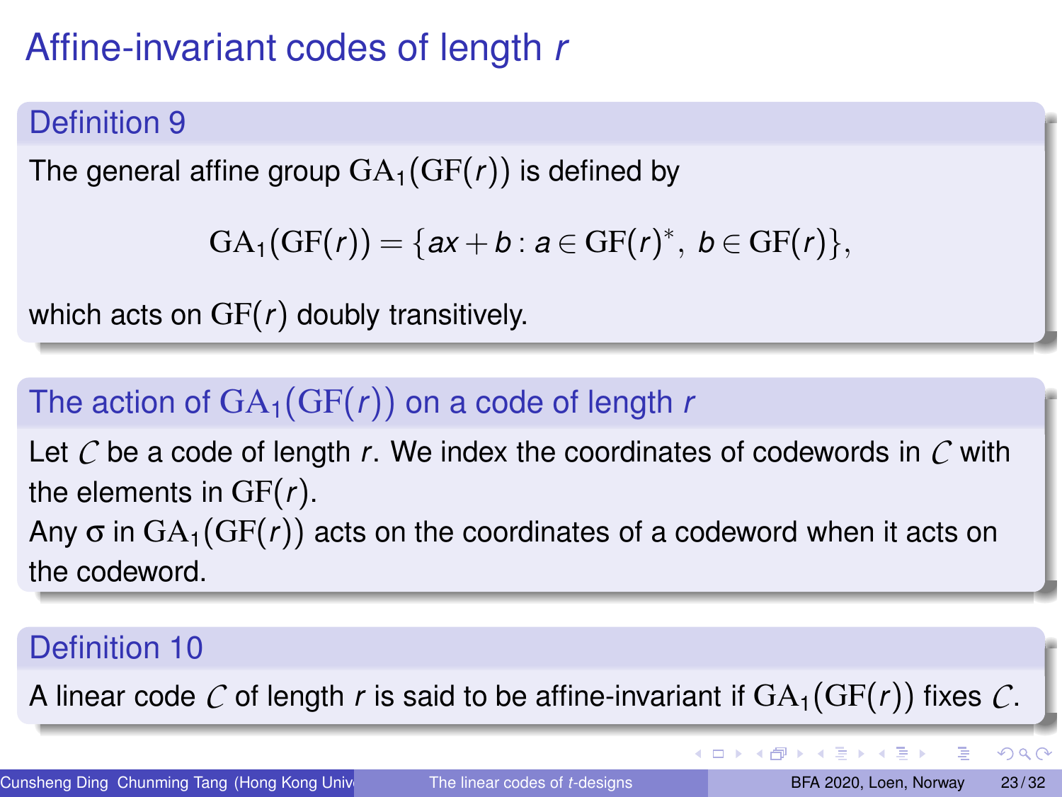# Affine-invariant codes of length $r$

## Definition 9

The general affine group $\mathrm{GA}_1(\mathrm{GF}(r))$ is defined by

$$\mathrm{GA}_1(\mathrm{GF}(r)) = \{ax + b : a \in \mathrm{GF}(r)^*,\ b \in \mathrm{GF}(r)\},$$

which acts on $\mathrm{GF}(r)$ doubly transitively.

## The action of $\mathrm{GA}_1(\mathrm{GF}(r))$ on a code of length $r$

Let $\mathcal{C}$ be a code of length $r$. We index the coordinates of codewords in $\mathcal{C}$ with the elements in $\mathrm{GF}(r)$.

Any $\sigma$ in $\mathrm{GA}_1(\mathrm{GF}(r))$ acts on the coordinates of a codeword when it acts on the codeword.

## Definition 10

A linear code $\mathcal{C}$ of length $r$ is said to be affine-invariant if $\mathrm{GA}_1(\mathrm{GF}(r))$ fixes $\mathcal{C}$.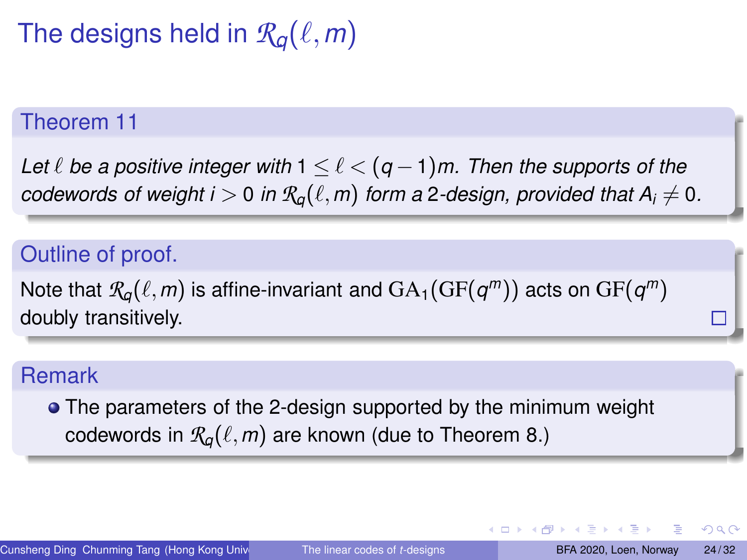# The designs held in $\mathcal{R}_q(\ell, m)$

**Theorem 11**

*Let $\ell$ be a positive integer with $1 \leq \ell < (q-1)m$. Then the supports of the codewords of weight $i > 0$ in $\mathcal{R}_q(\ell, m)$ form a 2-design, provided that $A_i \neq 0$.*

**Outline of proof.**

Note that $\mathcal{R}_q(\ell, m)$ is affine-invariant and $\mathrm{GA}_1(\mathrm{GF}(q^m))$ acts on $\mathrm{GF}(q^m)$ doubly transitively. □

**Remark**

- The parameters of the 2-design supported by the minimum weight codewords in $\mathcal{R}_q(\ell, m)$ are known (due to Theorem 8.)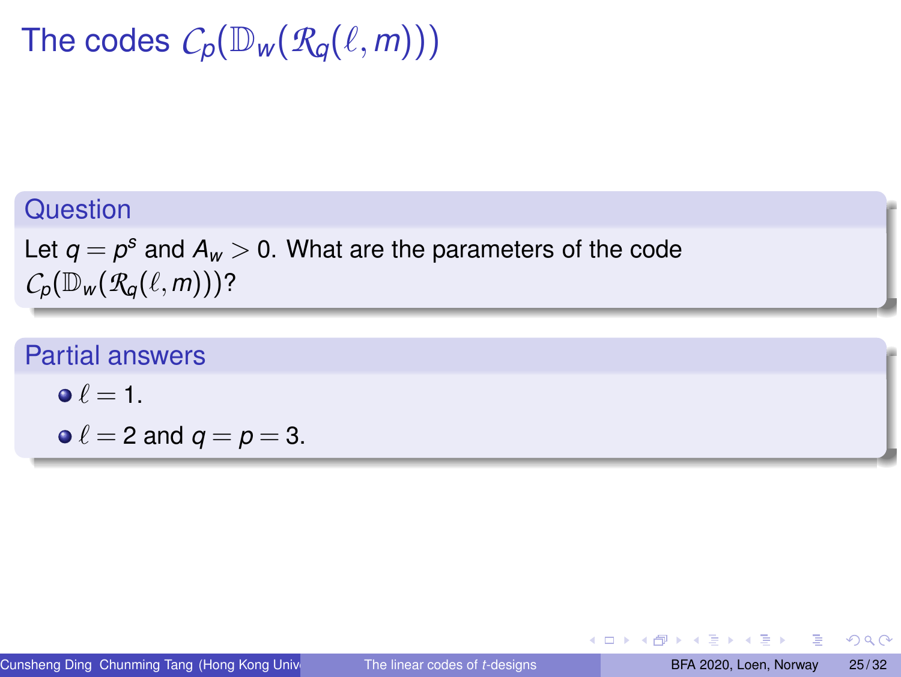# The codes $\mathcal{C}_p(\mathbb{D}_w(\mathcal{R}_q(\ell, m)))$

**Question**

Let $q = p^s$ and $A_w > 0$. What are the parameters of the code $\mathcal{C}_p(\mathbb{D}_w(\mathcal{R}_q(\ell, m)))$?

**Partial answers**

- $\ell = 1$.
- $\ell = 2$ and $q = p = 3$.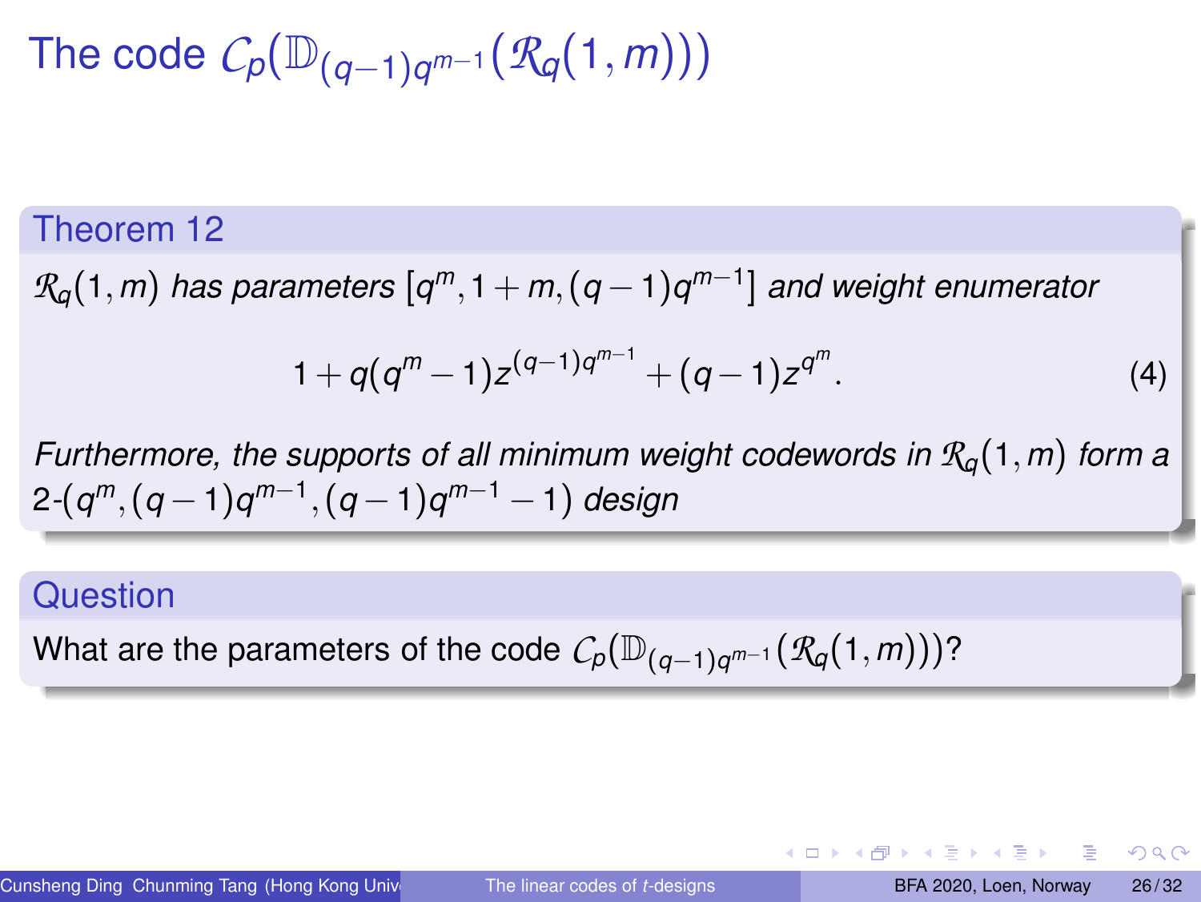# The code $\mathcal{C}_p(\mathbb{D}_{(q-1)q^{m-1}}(\mathcal{R}_q(1,m)))$

**Theorem 12**

*$\mathcal{R}_q(1,m)$ has parameters $[q^m, 1+m, (q-1)q^{m-1}]$ and weight enumerator*

$$1 + q(q^m - 1)z^{(q-1)q^{m-1}} + (q-1)z^{q^m}. \tag{4}$$

*Furthermore, the supports of all minimum weight codewords in $\mathcal{R}_q(1,m)$ form a 2-$(q^m, (q-1)q^{m-1}, (q-1)q^{m-1} - 1)$ design*

**Question**

What are the parameters of the code $\mathcal{C}_p(\mathbb{D}_{(q-1)q^{m-1}}(\mathcal{R}_q(1,m)))$?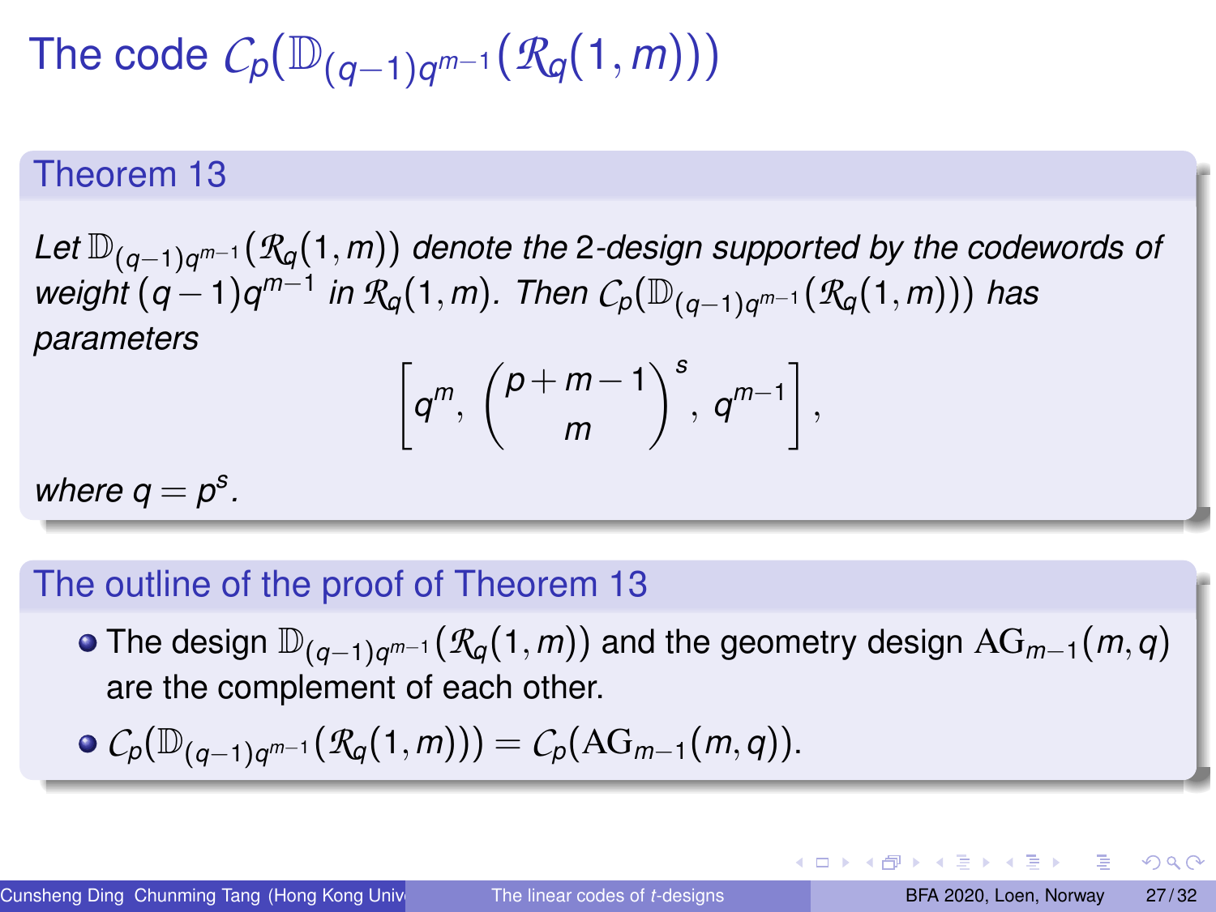# The code $\mathcal{C}_p(\mathbb{D}_{(q-1)q^{m-1}}(\mathcal{R}_q(1,m)))$

## Theorem 13

*Let* $\mathbb{D}_{(q-1)q^{m-1}}(\mathcal{R}_q(1,m))$ *denote the* 2*-design supported by the codewords of weight* $(q-1)q^{m-1}$ *in* $\mathcal{R}_q(1,m)$*. Then* $\mathcal{C}_p(\mathbb{D}_{(q-1)q^{m-1}}(\mathcal{R}_q(1,m)))$ *has parameters*

$$\left[q^m, \binom{p+m-1}{m}^s, q^{m-1}\right],$$

*where* $q = p^s$*.*

## The outline of the proof of Theorem 13

- The design $\mathbb{D}_{(q-1)q^{m-1}}(\mathcal{R}_q(1,m))$ and the geometry design $\mathrm{AG}_{m-1}(m,q)$ are the complement of each other.
- $\mathcal{C}_p(\mathbb{D}_{(q-1)q^{m-1}}(\mathcal{R}_q(1,m))) = \mathcal{C}_p(\mathrm{AG}_{m-1}(m,q))$.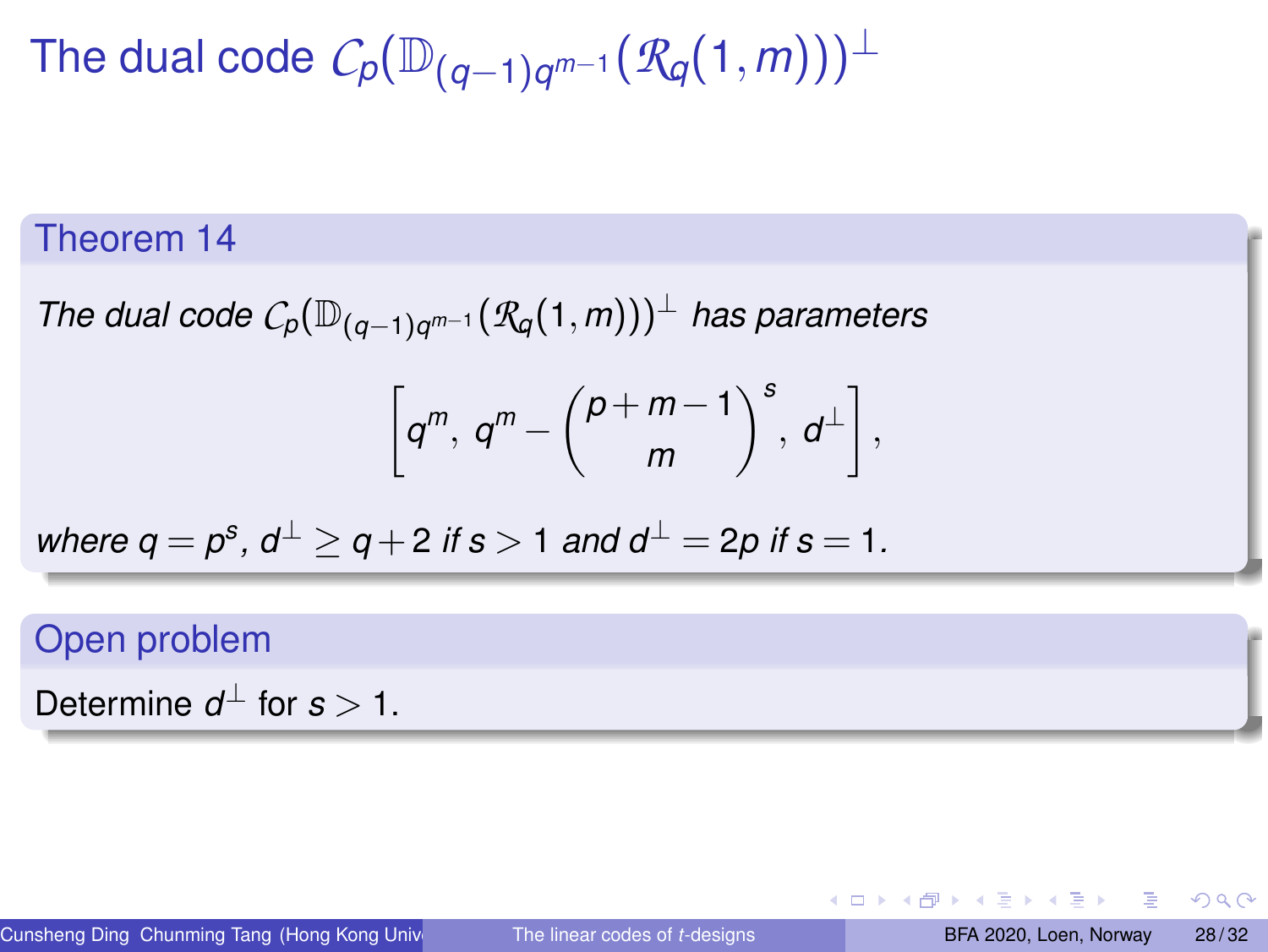# The dual code $\mathcal{C}_p(\mathbb{D}_{(q-1)q^{m-1}}(\mathcal{R}_q(1,m)))^\perp$

## Theorem 14

*The dual code $\mathcal{C}_p(\mathbb{D}_{(q-1)q^{m-1}}(\mathcal{R}_q(1,m)))^\perp$ has parameters*

$$\left[q^m,\ q^m - \binom{p+m-1}{m}^s,\ d^\perp\right],$$

*where $q = p^s$, $d^\perp \geq q+2$ if $s > 1$ and $d^\perp = 2p$ if $s = 1$.*

## Open problem

Determine $d^\perp$ for $s > 1$.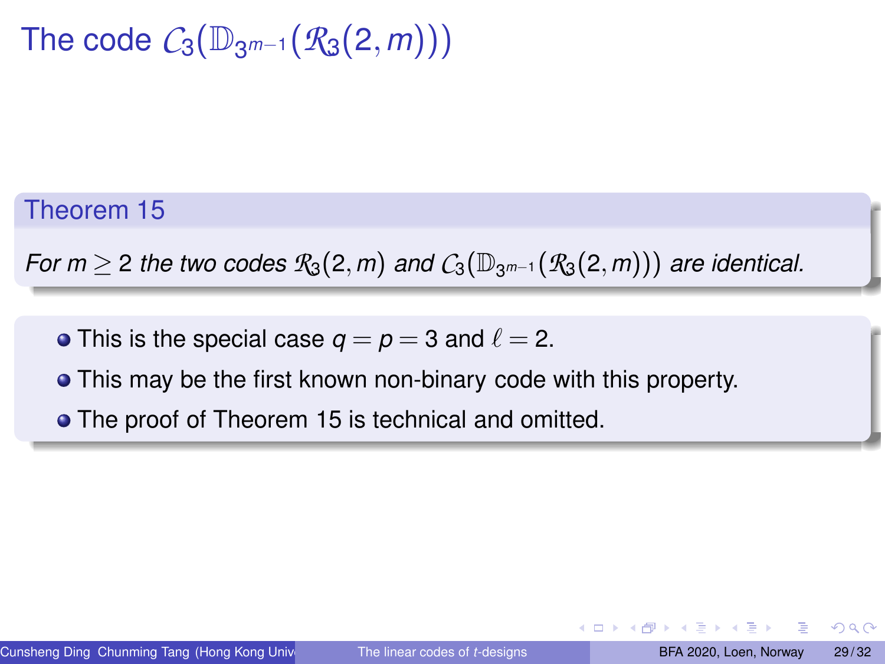# The code $\mathcal{C}_3(\mathbb{D}_{3^{m-1}}(\mathcal{R}_3(2,m)))$

**Theorem 15**

*For $m \geq 2$ the two codes $\mathcal{R}_3(2,m)$ and $\mathcal{C}_3(\mathbb{D}_{3^{m-1}}(\mathcal{R}_3(2,m)))$ are identical.*

- This is the special case $q = p = 3$ and $\ell = 2$.
- This may be the first known non-binary code with this property.
- The proof of Theorem 15 is technical and omitted.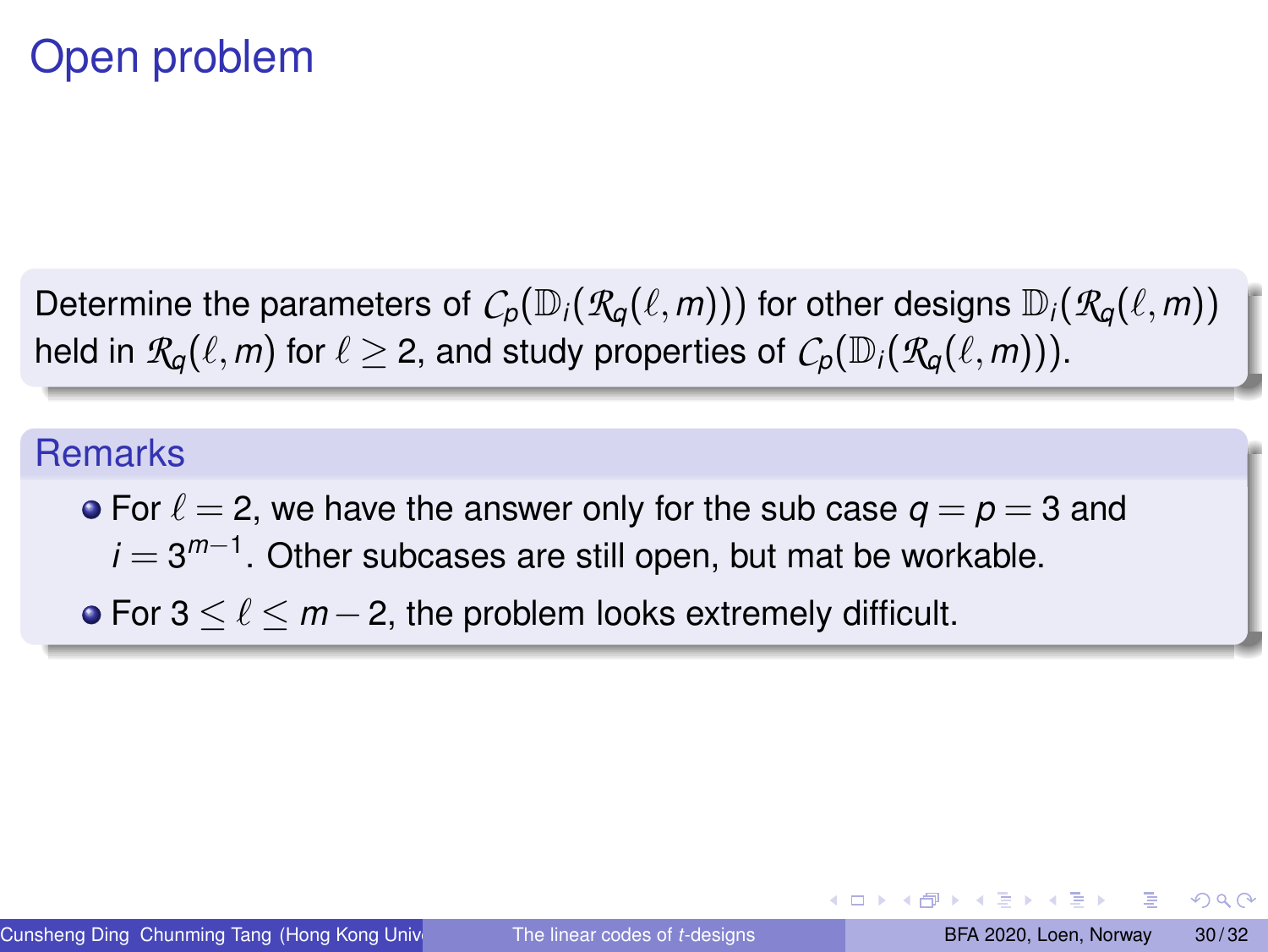# Open problem

Determine the parameters of $\mathcal{C}_p(\mathbb{D}_i(\mathcal{R}_q(\ell, m)))$ for other designs $\mathbb{D}_i(\mathcal{R}_q(\ell, m))$ held in $\mathcal{R}_q(\ell, m)$ for $\ell \geq 2$, and study properties of $\mathcal{C}_p(\mathbb{D}_i(\mathcal{R}_q(\ell, m)))$.

## Remarks

- For $\ell = 2$, we have the answer only for the sub case $q = p = 3$ and $i = 3^{m-1}$. Other subcases are still open, but mat be workable.
- For $3 \leq \ell \leq m - 2$, the problem looks extremely difficult.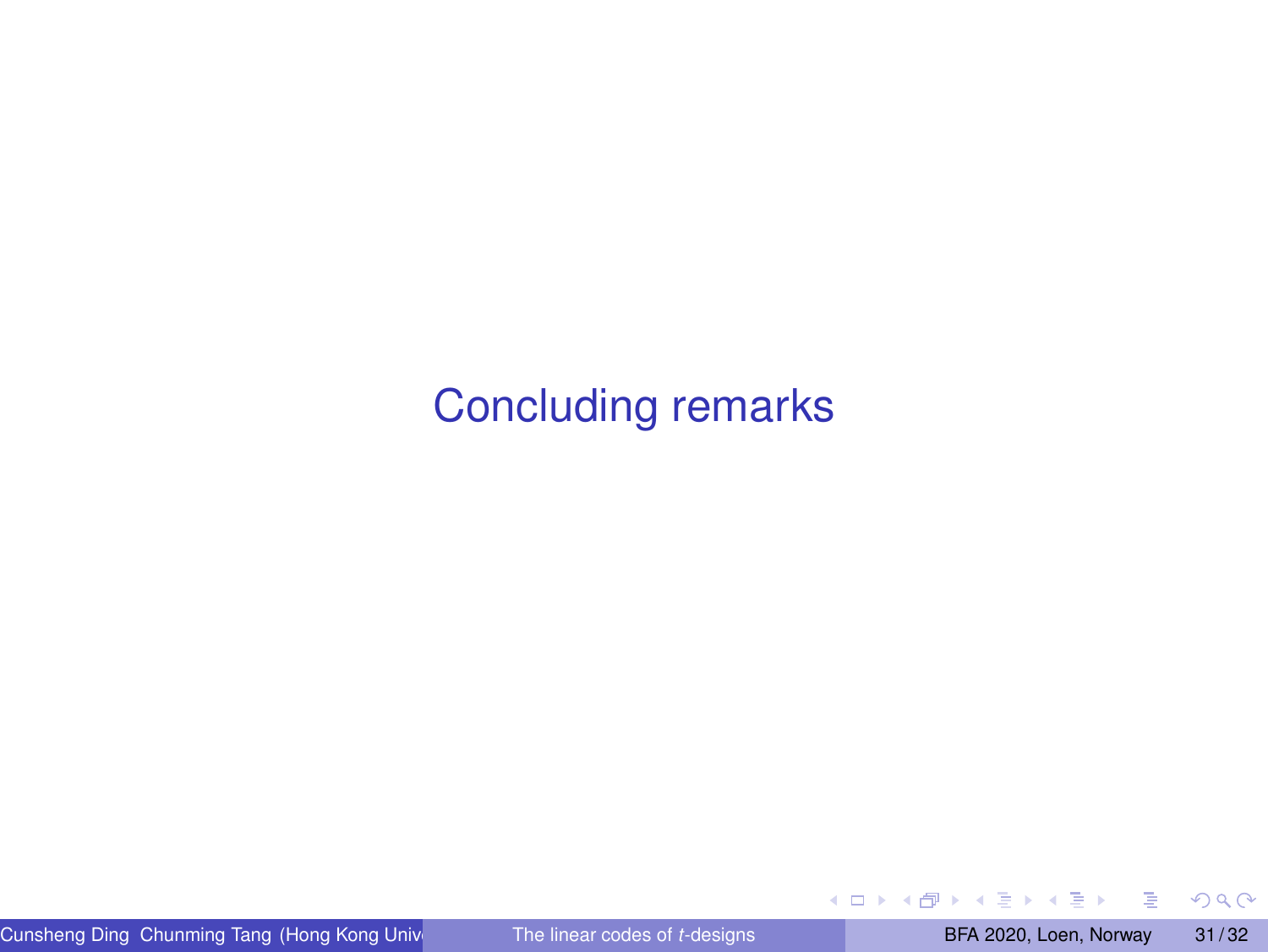# Concluding remarks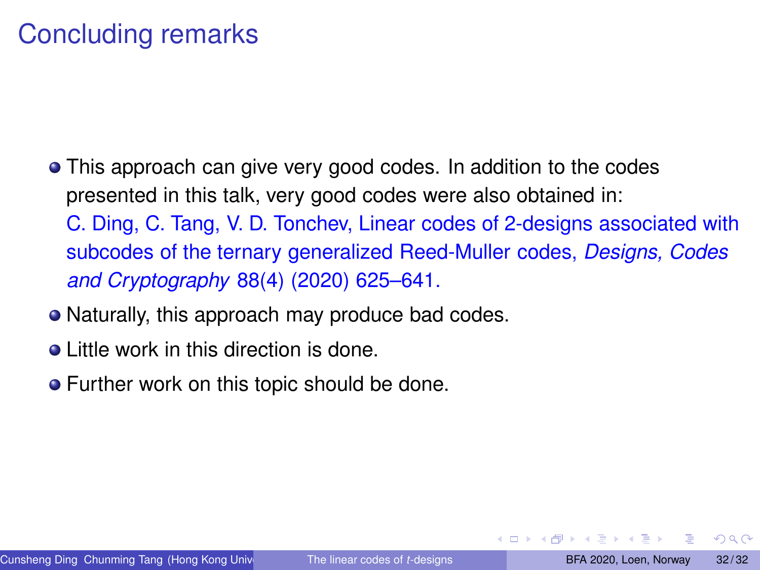# Concluding remarks

- This approach can give very good codes. In addition to the codes presented in this talk, very good codes were also obtained in: C. Ding, C. Tang, V. D. Tonchev, Linear codes of 2-designs associated with subcodes of the ternary generalized Reed-Muller codes, *Designs, Codes and Cryptography* 88(4) (2020) 625–641.
- Naturally, this approach may produce bad codes.
- Little work in this direction is done.
- Further work on this topic should be done.